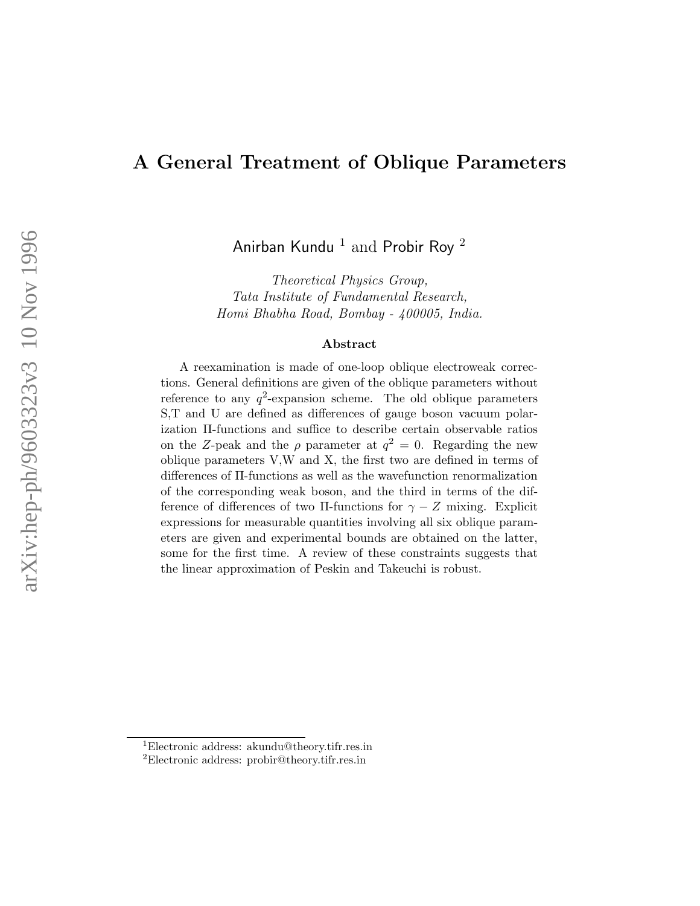# A General Treatment of Oblique Parameters

Anirban Kundu [1] and Probir Roy [2]

*Theoretical Physics Group,*
*Tata Institute of Fundamental Research,*
*Homi Bhabha Road, Bombay - 400005, India.*

### Abstract

A reexamination is made of one-loop oblique electroweak corrections. General definitions are given of the oblique parameters without reference to any $q^2$-expansion scheme. The old oblique parameters S,T and U are defined as differences of gauge boson vacuum polarization Π-functions and suffice to describe certain observable ratios on the $Z$-peak and the $\rho$ parameter at $q^2 = 0$. Regarding the new oblique parameters V,W and X, the first two are defined in terms of differences of Π-functions as well as the wavefunction renormalization of the corresponding weak boson, and the third in terms of the difference of differences of two Π-functions for $\gamma - Z$ mixing. Explicit expressions for measurable quantities involving all six oblique parameters are given and experimental bounds are obtained on the latter, some for the first time. A review of these constraints suggests that the linear approximation of Peskin and Takeuchi is robust.

---

[1] Electronic address: akundu@theory.tifr.res.in

[2] Electronic address: probir@theory.tifr.res.in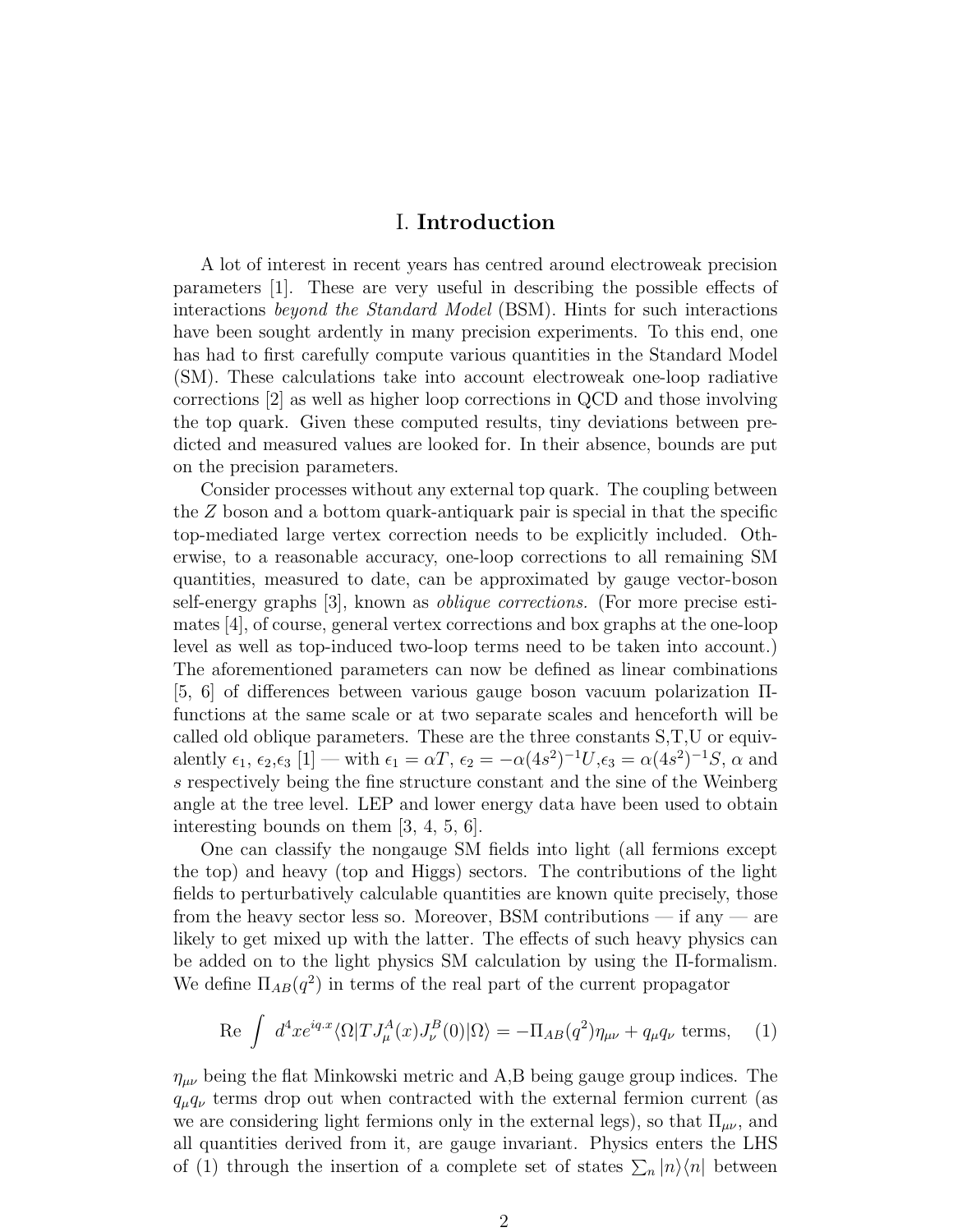# I. **Introduction**

A lot of interest in recent years has centred around electroweak precision parameters [1]. These are very useful in describing the possible effects of interactions *beyond the Standard Model* (BSM). Hints for such interactions have been sought ardently in many precision experiments. To this end, one has had to first carefully compute various quantities in the Standard Model (SM). These calculations take into account electroweak one-loop radiative corrections [2] as well as higher loop corrections in QCD and those involving the top quark. Given these computed results, tiny deviations between predicted and measured values are looked for. In their absence, bounds are put on the precision parameters.

Consider processes without any external top quark. The coupling between the $Z$ boson and a bottom quark-antiquark pair is special in that the specific top-mediated large vertex correction needs to be explicitly included. Otherwise, to a reasonable accuracy, one-loop corrections to all remaining SM quantities, measured to date, can be approximated by gauge vector-boson self-energy graphs [3], known as *oblique corrections.* (For more precise estimates [4], of course, general vertex corrections and box graphs at the one-loop level as well as top-induced two-loop terms need to be taken into account.) The aforementioned parameters can now be defined as linear combinations [5, 6] of differences between various gauge boson vacuum polarization Π-functions at the same scale or at two separate scales and henceforth will be called old oblique parameters. These are the three constants S,T,U or equivalently $\epsilon_1$, $\epsilon_2$,$\epsilon_3$ [1] — with $\epsilon_1 = \alpha T$, $\epsilon_2 = -\alpha(4s^2)^{-1}U$,$\epsilon_3 = \alpha(4s^2)^{-1}S$, $\alpha$ and $s$ respectively being the fine structure constant and the sine of the Weinberg angle at the tree level. LEP and lower energy data have been used to obtain interesting bounds on them [3, 4, 5, 6].

One can classify the nongauge SM fields into light (all fermions except the top) and heavy (top and Higgs) sectors. The contributions of the light fields to perturbatively calculable quantities are known quite precisely, those from the heavy sector less so. Moreover, BSM contributions — if any — are likely to get mixed up with the latter. The effects of such heavy physics can be added on to the light physics SM calculation by using the Π-formalism. We define $\Pi_{AB}(q^2)$ in terms of the real part of the current propagator

$$\mathrm{Re} \int d^4x e^{iq.x} \langle \Omega | T J^A_\mu(x) J^B_\nu(0) | \Omega \rangle = -\Pi_{AB}(q^2)\eta_{\mu\nu} + q_\mu q_\nu \text{ terms}, \quad (1)$$

$\eta_{\mu\nu}$ being the flat Minkowski metric and A,B being gauge group indices. The $q_\mu q_\nu$ terms drop out when contracted with the external fermion current (as we are considering light fermions only in the external legs), so that $\Pi_{\mu\nu}$, and all quantities derived from it, are gauge invariant. Physics enters the LHS of (1) through the insertion of a complete set of states $\sum_n |n\rangle\langle n|$ between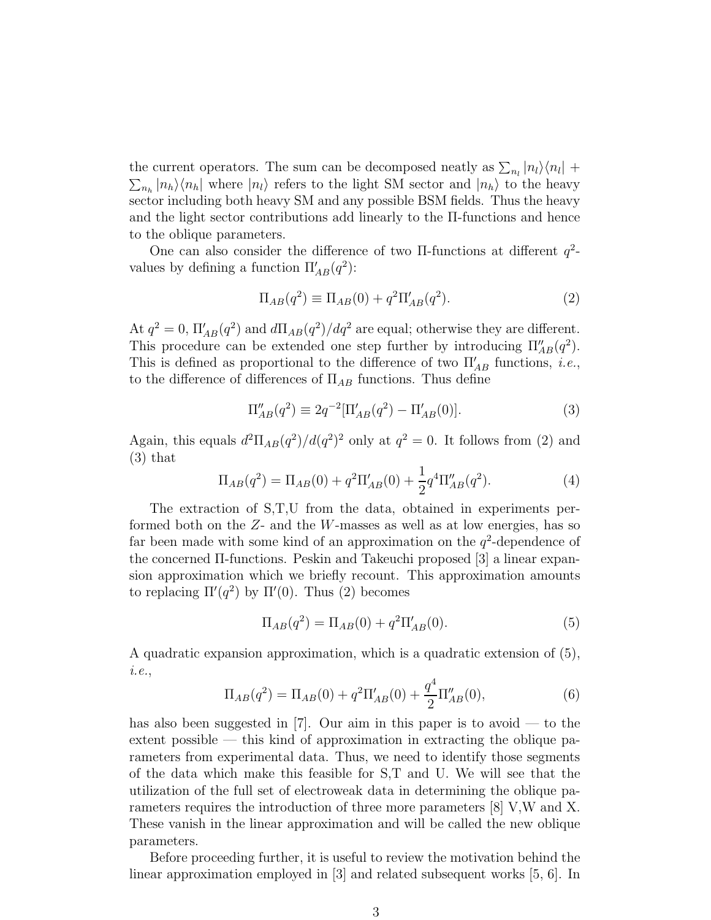the current operators. The sum can be decomposed neatly as $\sum_{n_l} |n_l\rangle\langle n_l| + \sum_{n_h} |n_h\rangle\langle n_h|$ where $|n_l\rangle$ refers to the light SM sector and $|n_h\rangle$ to the heavy sector including both heavy SM and any possible BSM fields. Thus the heavy and the light sector contributions add linearly to the Π-functions and hence to the oblique parameters.

One can also consider the difference of two Π-functions at different $q^2$-values by defining a function $\Pi'_{AB}(q^2)$:

$$\Pi_{AB}(q^2) \equiv \Pi_{AB}(0) + q^2 \Pi'_{AB}(q^2). \tag{2}$$

At $q^2 = 0$, $\Pi'_{AB}(q^2)$ and $d\Pi_{AB}(q^2)/dq^2$ are equal; otherwise they are different. This procedure can be extended one step further by introducing $\Pi''_{AB}(q^2)$. This is defined as proportional to the difference of two $\Pi'_{AB}$ functions, *i.e.*, to the difference of differences of $\Pi_{AB}$ functions. Thus define

$$\Pi''_{AB}(q^2) \equiv 2q^{-2}[\Pi'_{AB}(q^2) - \Pi'_{AB}(0)]. \tag{3}$$

Again, this equals $d^2\Pi_{AB}(q^2)/d(q^2)^2$ only at $q^2 = 0$. It follows from (2) and (3) that

$$\Pi_{AB}(q^2) = \Pi_{AB}(0) + q^2 \Pi'_{AB}(0) + \frac{1}{2} q^4 \Pi''_{AB}(q^2). \tag{4}$$

The extraction of S,T,U from the data, obtained in experiments performed both on the $Z$- and the $W$-masses as well as at low energies, has so far been made with some kind of an approximation on the $q^2$-dependence of the concerned Π-functions. Peskin and Takeuchi proposed [3] a linear expansion approximation which we briefly recount. This approximation amounts to replacing $\Pi'(q^2)$ by $\Pi'(0)$. Thus (2) becomes

$$\Pi_{AB}(q^2) = \Pi_{AB}(0) + q^2 \Pi'_{AB}(0). \tag{5}$$

A quadratic expansion approximation, which is a quadratic extension of (5), *i.e.*,

$$\Pi_{AB}(q^2) = \Pi_{AB}(0) + q^2 \Pi'_{AB}(0) + \frac{q^4}{2} \Pi''_{AB}(0), \tag{6}$$

has also been suggested in [7]. Our aim in this paper is to avoid — to the extent possible — this kind of approximation in extracting the oblique parameters from experimental data. Thus, we need to identify those segments of the data which make this feasible for S,T and U. We will see that the utilization of the full set of electroweak data in determining the oblique parameters requires the introduction of three more parameters [8] V,W and X. These vanish in the linear approximation and will be called the new oblique parameters.

Before proceeding further, it is useful to review the motivation behind the linear approximation employed in [3] and related subsequent works [5, 6]. In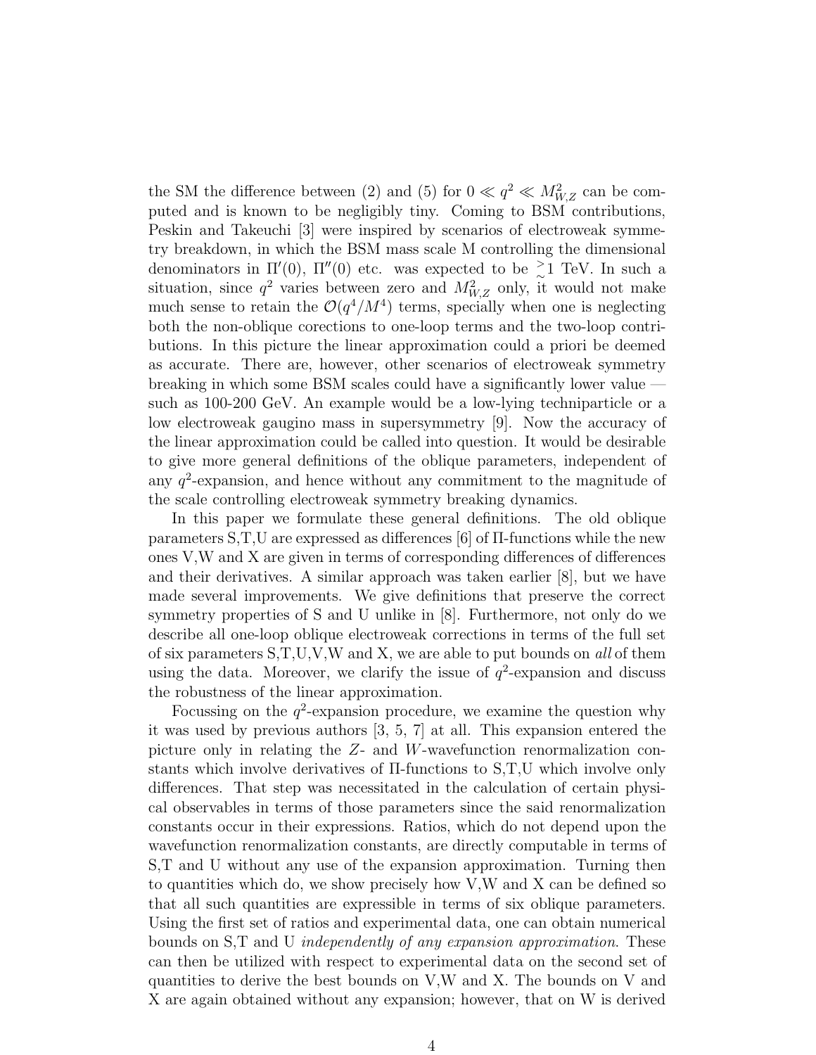the SM the difference between (2) and (5) for $0 \ll q^2 \ll M_{W,Z}^2$ can be computed and is known to be negligibly tiny. Coming to BSM contributions, Peskin and Takeuchi [3] were inspired by scenarios of electroweak symmetry breakdown, in which the BSM mass scale M controlling the dimensional denominators in $\Pi'(0)$, $\Pi''(0)$ etc. was expected to be $\gtrsim 1$ TeV. In such a situation, since $q^2$ varies between zero and $M_{W,Z}^2$ only, it would not make much sense to retain the $\mathcal{O}(q^4/M^4)$ terms, specially when one is neglecting both the non-oblique corections to one-loop terms and the two-loop contributions. In this picture the linear approximation could a priori be deemed as accurate. There are, however, other scenarios of electroweak symmetry breaking in which some BSM scales could have a significantly lower value — such as 100-200 GeV. An example would be a low-lying techniparticle or a low electroweak gaugino mass in supersymmetry [9]. Now the accuracy of the linear approximation could be called into question. It would be desirable to give more general definitions of the oblique parameters, independent of any $q^2$-expansion, and hence without any commitment to the magnitude of the scale controlling electroweak symmetry breaking dynamics.

In this paper we formulate these general definitions. The old oblique parameters S,T,U are expressed as differences [6] of Π-functions while the new ones V,W and X are given in terms of corresponding differences of differences and their derivatives. A similar approach was taken earlier [8], but we have made several improvements. We give definitions that preserve the correct symmetry properties of S and U unlike in [8]. Furthermore, not only do we describe all one-loop oblique electroweak corrections in terms of the full set of six parameters S,T,U,V,W and X, we are able to put bounds on *all* of them using the data. Moreover, we clarify the issue of $q^2$-expansion and discuss the robustness of the linear approximation.

Focussing on the $q^2$-expansion procedure, we examine the question why it was used by previous authors [3, 5, 7] at all. This expansion entered the picture only in relating the $Z$- and $W$-wavefunction renormalization constants which involve derivatives of Π-functions to S,T,U which involve only differences. That step was necessitated in the calculation of certain physical observables in terms of those parameters since the said renormalization constants occur in their expressions. Ratios, which do not depend upon the wavefunction renormalization constants, are directly computable in terms of S,T and U without any use of the expansion approximation. Turning then to quantities which do, we show precisely how V,W and X can be defined so that all such quantities are expressible in terms of six oblique parameters. Using the first set of ratios and experimental data, one can obtain numerical bounds on S,T and U *independently of any expansion approximation*. These can then be utilized with respect to experimental data on the second set of quantities to derive the best bounds on V,W and X. The bounds on V and X are again obtained without any expansion; however, that on W is derived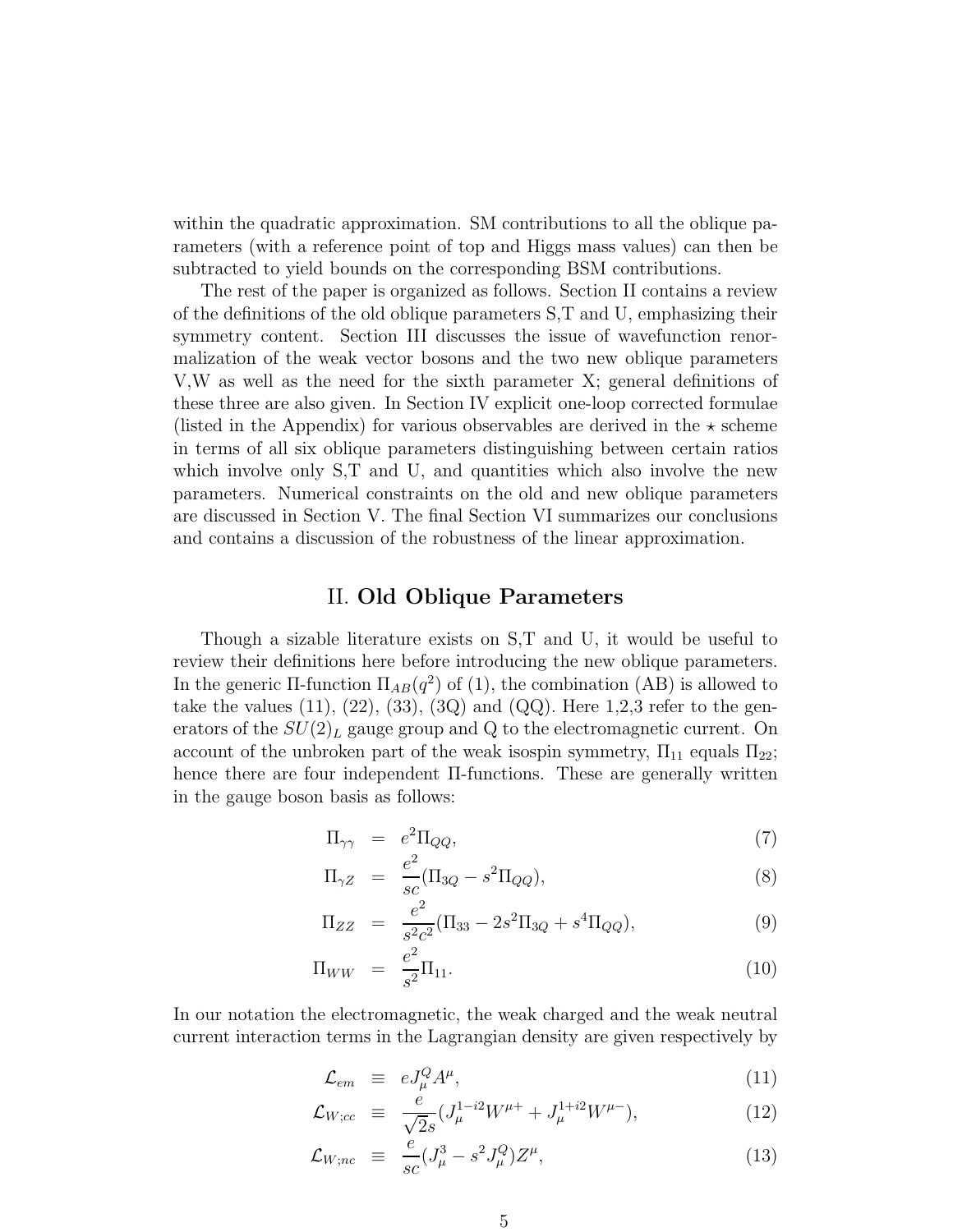within the quadratic approximation. SM contributions to all the oblique parameters (with a reference point of top and Higgs mass values) can then be subtracted to yield bounds on the corresponding BSM contributions.

The rest of the paper is organized as follows. Section II contains a review of the definitions of the old oblique parameters S,T and U, emphasizing their symmetry content. Section III discusses the issue of wavefunction renormalization of the weak vector bosons and the two new oblique parameters V,W as well as the need for the sixth parameter X; general definitions of these three are also given. In Section IV explicit one-loop corrected formulae (listed in the Appendix) for various observables are derived in the $\star$ scheme in terms of all six oblique parameters distinguishing between certain ratios which involve only S,T and U, and quantities which also involve the new parameters. Numerical constraints on the old and new oblique parameters are discussed in Section V. The final Section VI summarizes our conclusions and contains a discussion of the robustness of the linear approximation.

## II. **Old Oblique Parameters**

Though a sizable literature exists on S,T and U, it would be useful to review their definitions here before introducing the new oblique parameters. In the generic $\Pi$-function $\Pi_{AB}(q^2)$ of (1), the combination (AB) is allowed to take the values (11), (22), (33), (3Q) and (QQ). Here 1,2,3 refer to the generators of the $SU(2)_L$ gauge group and Q to the electromagnetic current. On account of the unbroken part of the weak isospin symmetry, $\Pi_{11}$ equals $\Pi_{22}$; hence there are four independent $\Pi$-functions. These are generally written in the gauge boson basis as follows:

$$\Pi_{\gamma\gamma} = e^2\Pi_{QQ}, \tag{7}$$

$$\Pi_{\gamma Z} = \frac{e^2}{sc}(\Pi_{3Q} - s^2\Pi_{QQ}), \tag{8}$$

$$\Pi_{ZZ} = \frac{e^2}{s^2c^2}(\Pi_{33} - 2s^2\Pi_{3Q} + s^4\Pi_{QQ}), \tag{9}$$

$$\Pi_{WW} = \frac{e^2}{s^2}\Pi_{11}. \tag{10}$$

In our notation the electromagnetic, the weak charged and the weak neutral current interaction terms in the Lagrangian density are given respectively by

$$\mathcal{L}_{em} \equiv eJ^Q_\mu A^\mu, \tag{11}$$

$$\mathcal{L}_{W;cc} \equiv \frac{e}{\sqrt{2}s}(J^{1-i2}_\mu W^{\mu+} + J^{1+i2}_\mu W^{\mu-}), \tag{12}$$

$$\mathcal{L}_{W;nc} \equiv \frac{e}{sc}(J^3_\mu - s^2J^Q_\mu)Z^\mu, \tag{13}$$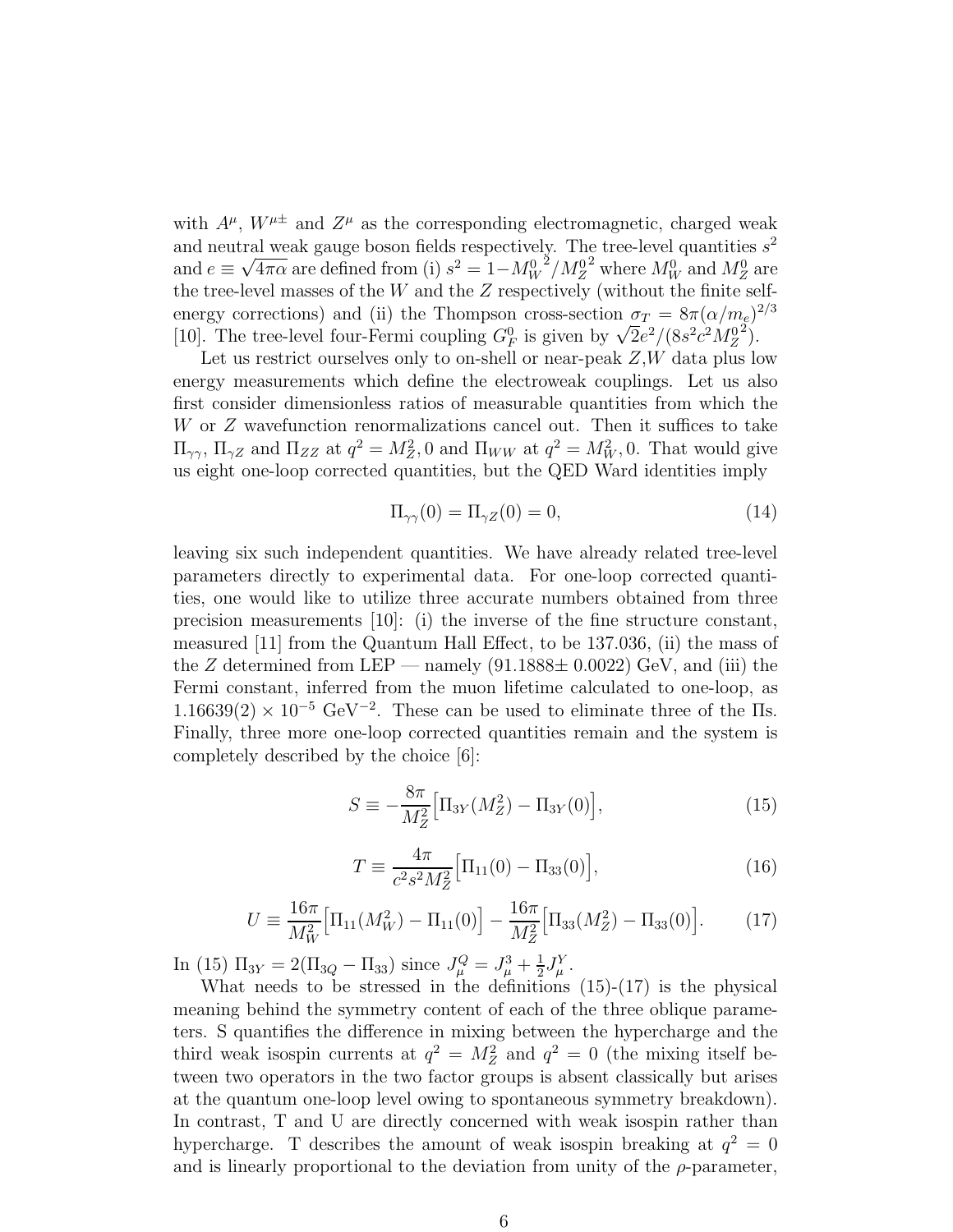with $A^\mu$, $W^{\mu\pm}$ and $Z^\mu$ as the corresponding electromagnetic, charged weak and neutral weak gauge boson fields respectively. The tree-level quantities $s^2$ and $e \equiv \sqrt{4\pi\alpha}$ are defined from (i) $s^2 = 1 - {M_W^0}^2/{M_Z^0}^2$ where $M_W^0$ and $M_Z^0$ are the tree-level masses of the $W$ and the $Z$ respectively (without the finite self-energy corrections) and (ii) the Thompson cross-section $\sigma_T = 8\pi(\alpha/m_e)^{2/3}$ [10]. The tree-level four-Fermi coupling $G_F^0$ is given by $\sqrt{2}e^2/(8s^2c^2{M_Z^0}^2)$.

Let us restrict ourselves only to on-shell or near-peak $Z$,$W$ data plus low energy measurements which define the electroweak couplings. Let us also first consider dimensionless ratios of measurable quantities from which the $W$ or $Z$ wavefunction renormalizations cancel out. Then it suffices to take $\Pi_{\gamma\gamma}$, $\Pi_{\gamma Z}$ and $\Pi_{ZZ}$ at $q^2 = M_Z^2, 0$ and $\Pi_{WW}$ at $q^2 = M_W^2, 0$. That would give us eight one-loop corrected quantities, but the QED Ward identities imply

$$\Pi_{\gamma\gamma}(0) = \Pi_{\gamma Z}(0) = 0, \tag{14}$$

leaving six such independent quantities. We have already related tree-level parameters directly to experimental data. For one-loop corrected quantities, one would like to utilize three accurate numbers obtained from three precision measurements [10]: (i) the inverse of the fine structure constant, measured [11] from the Quantum Hall Effect, to be 137.036, (ii) the mass of the $Z$ determined from LEP — namely (91.1888$\pm$ 0.0022) GeV, and (iii) the Fermi constant, inferred from the muon lifetime calculated to one-loop, as $1.16639(2) \times 10^{-5}$ GeV$^{-2}$. These can be used to eliminate three of the $\Pi$s. Finally, three more one-loop corrected quantities remain and the system is completely described by the choice [6]:

$$S \equiv -\frac{8\pi}{M_Z^2}\Big[\Pi_{3Y}(M_Z^2) - \Pi_{3Y}(0)\Big], \tag{15}$$

$$T \equiv \frac{4\pi}{c^2 s^2 M_Z^2}\Big[\Pi_{11}(0) - \Pi_{33}(0)\Big], \tag{16}$$

$$U \equiv \frac{16\pi}{M_W^2}\Big[\Pi_{11}(M_W^2) - \Pi_{11}(0)\Big] - \frac{16\pi}{M_Z^2}\Big[\Pi_{33}(M_Z^2) - \Pi_{33}(0)\Big]. \tag{17}$$

In (15) $\Pi_{3Y} = 2(\Pi_{3Q} - \Pi_{33})$ since $J_\mu^Q = J_\mu^3 + \frac{1}{2}J_\mu^Y$.

What needs to be stressed in the definitions (15)-(17) is the physical meaning behind the symmetry content of each of the three oblique parameters. S quantifies the difference in mixing between the hypercharge and the third weak isospin currents at $q^2 = M_Z^2$ and $q^2 = 0$ (the mixing itself between two operators in the two factor groups is absent classically but arises at the quantum one-loop level owing to spontaneous symmetry breakdown). In contrast, T and U are directly concerned with weak isospin rather than hypercharge. T describes the amount of weak isospin breaking at $q^2 = 0$ and is linearly proportional to the deviation from unity of the $\rho$-parameter,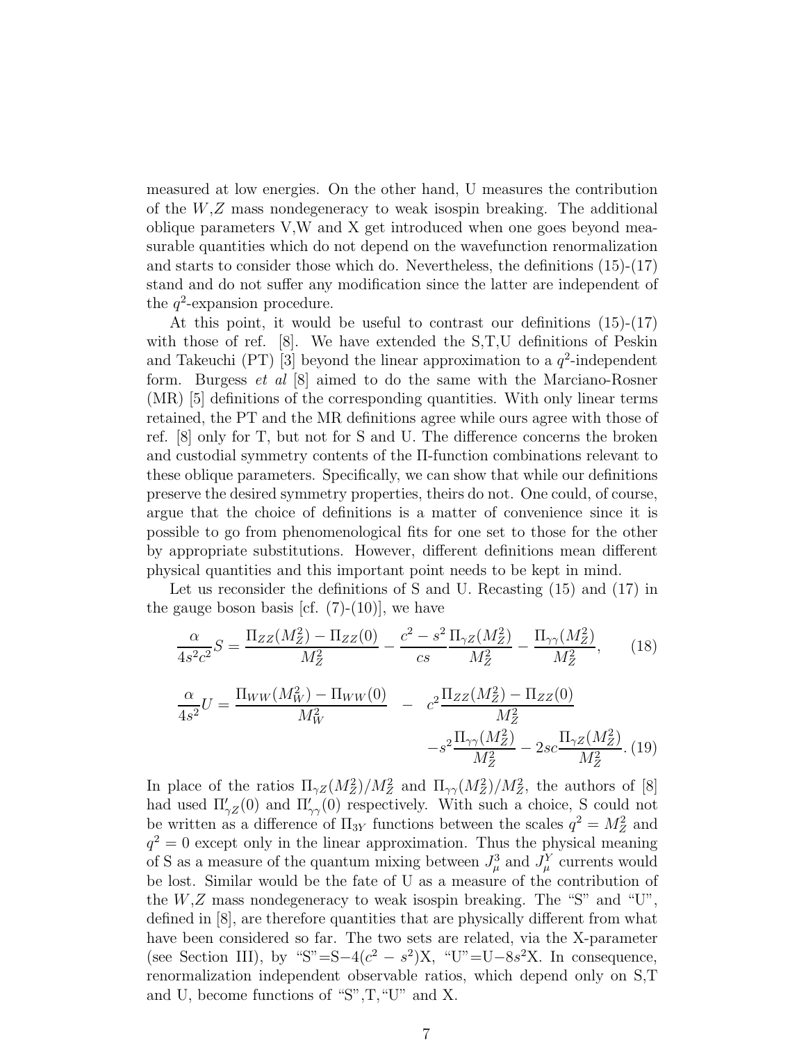measured at low energies. On the other hand, U measures the contribution of the $W$,$Z$ mass nondegeneracy to weak isospin breaking. The additional oblique parameters V,W and X get introduced when one goes beyond measurable quantities which do not depend on the wavefunction renormalization and starts to consider those which do. Nevertheless, the definitions (15)-(17) stand and do not suffer any modification since the latter are independent of the $q^2$-expansion procedure.

At this point, it would be useful to contrast our definitions (15)-(17) with those of ref. [8]. We have extended the S,T,U definitions of Peskin and Takeuchi (PT) [3] beyond the linear approximation to a $q^2$-independent form. Burgess *et al* [8] aimed to do the same with the Marciano-Rosner (MR) [5] definitions of the corresponding quantities. With only linear terms retained, the PT and the MR definitions agree while ours agree with those of ref. [8] only for T, but not for S and U. The difference concerns the broken and custodial symmetry contents of the Π-function combinations relevant to these oblique parameters. Specifically, we can show that while our definitions preserve the desired symmetry properties, theirs do not. One could, of course, argue that the choice of definitions is a matter of convenience since it is possible to go from phenomenological fits for one set to those for the other by appropriate substitutions. However, different definitions mean different physical quantities and this important point needs to be kept in mind.

Let us reconsider the definitions of S and U. Recasting (15) and (17) in the gauge boson basis [cf. (7)-(10)], we have

$$\frac{\alpha}{4s^2c^2}S = \frac{\Pi_{ZZ}(M_Z^2)-\Pi_{ZZ}(0)}{M_Z^2} - \frac{c^2-s^2}{cs}\frac{\Pi_{\gamma Z}(M_Z^2)}{M_Z^2} - \frac{\Pi_{\gamma\gamma}(M_Z^2)}{M_Z^2}, \qquad (18)$$

$$\frac{\alpha}{4s^2}U = \frac{\Pi_{WW}(M_W^2)-\Pi_{WW}(0)}{M_W^2} - c^2\frac{\Pi_{ZZ}(M_Z^2)-\Pi_{ZZ}(0)}{M_Z^2} - s^2\frac{\Pi_{\gamma\gamma}(M_Z^2)}{M_Z^2} - 2sc\frac{\Pi_{\gamma Z}(M_Z^2)}{M_Z^2}. \qquad (19)$$

In place of the ratios $\Pi_{\gamma Z}(M_Z^2)/M_Z^2$ and $\Pi_{\gamma\gamma}(M_Z^2)/M_Z^2$, the authors of [8] had used $\Pi'_{\gamma Z}(0)$ and $\Pi'_{\gamma\gamma}(0)$ respectively. With such a choice, S could not be written as a difference of $\Pi_{3Y}$ functions between the scales $q^2 = M_Z^2$ and $q^2 = 0$ except only in the linear approximation. Thus the physical meaning of S as a measure of the quantum mixing between $J_\mu^3$ and $J_\mu^Y$ currents would be lost. Similar would be the fate of U as a measure of the contribution of the $W$,$Z$ mass nondegeneracy to weak isospin breaking. The "S" and "U", defined in [8], are therefore quantities that are physically different from what have been considered so far. The two sets are related, via the X-parameter (see Section III), by "S"=S$-4(c^2-s^2)$X, "U"=U$-8s^2$X. In consequence, renormalization independent observable ratios, which depend only on S,T and U, become functions of "S",T,"U" and X.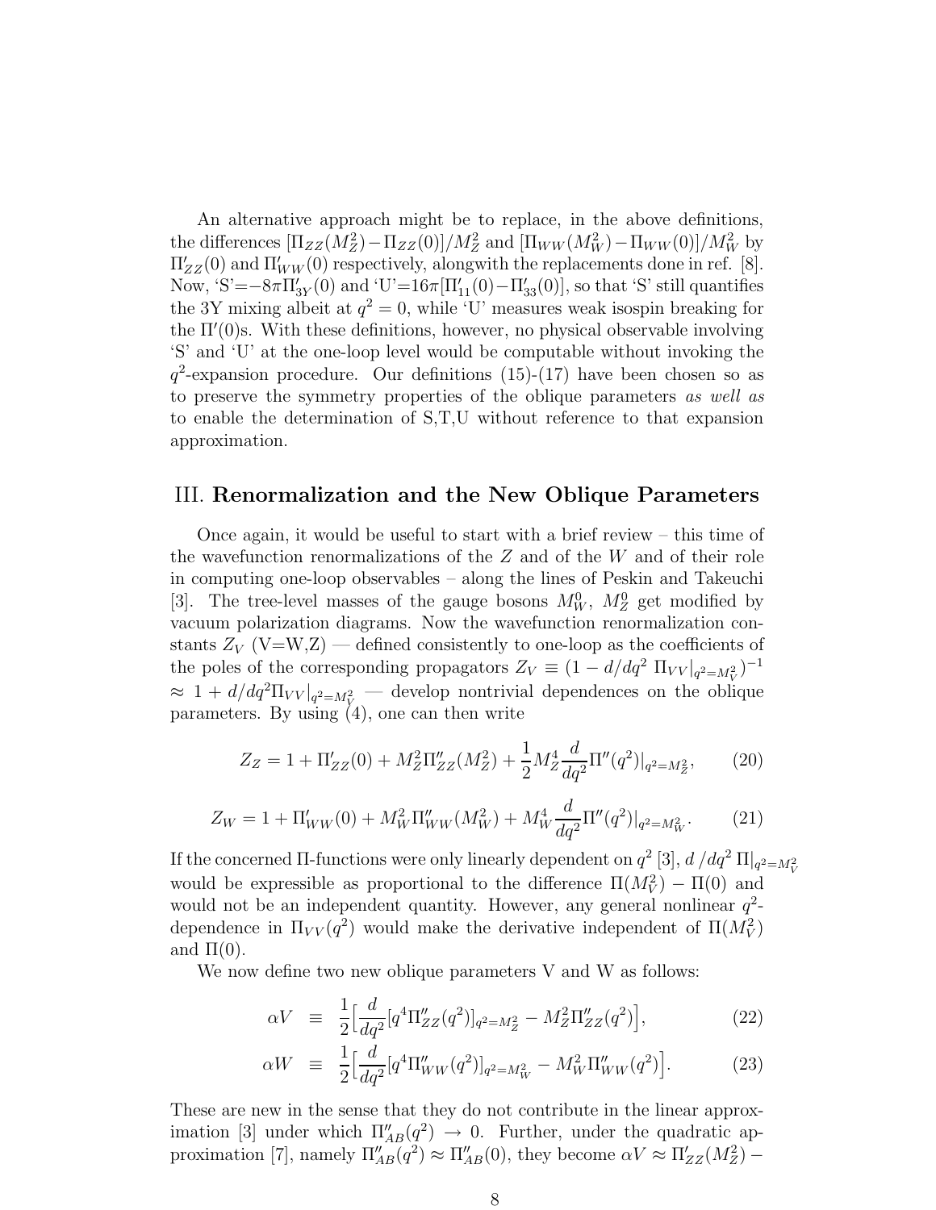An alternative approach might be to replace, in the above definitions, the differences $[\Pi_{ZZ}(M_Z^2) - \Pi_{ZZ}(0)]/M_Z^2$ and $[\Pi_{WW}(M_W^2) - \Pi_{WW}(0)]/M_W^2$ by $\Pi'_{ZZ}(0)$ and $\Pi'_{WW}(0)$ respectively, alongwith the replacements done in ref. [8]. Now, 'S'$=-8\pi\Pi'_{3Y}(0)$ and 'U'$=16\pi[\Pi'_{11}(0) - \Pi'_{33}(0)]$, so that 'S' still quantifies the 3Y mixing albeit at $q^2 = 0$, while 'U' measures weak isospin breaking for the $\Pi'(0)$s. With these definitions, however, no physical observable involving 'S' and 'U' at the one-loop level would be computable without invoking the $q^2$-expansion procedure. Our definitions (15)-(17) have been chosen so as to preserve the symmetry properties of the oblique parameters *as well as* to enable the determination of S,T,U without reference to that expansion approximation.

## III. Renormalization and the New Oblique Parameters

Once again, it would be useful to start with a brief review – this time of the wavefunction renormalizations of the $Z$ and of the $W$ and of their role in computing one-loop observables – along the lines of Peskin and Takeuchi [3]. The tree-level masses of the gauge bosons $M_W^0$, $M_Z^0$ get modified by vacuum polarization diagrams. Now the wavefunction renormalization constants $Z_V$ (V=W,Z) — defined consistently to one-loop as the coefficients of the poles of the corresponding propagators $Z_V \equiv (1 - d/dq^2\ \Pi_{VV}|_{q^2=M_V^2})^{-1} \approx 1 + d/dq^2 \Pi_{VV}|_{q^2=M_V^2}$ — develop nontrivial dependences on the oblique parameters. By using (4), one can then write

$$Z_Z = 1 + \Pi'_{ZZ}(0) + M_Z^2 \Pi''_{ZZ}(M_Z^2) + \frac{1}{2} M_Z^4 \frac{d}{dq^2} \Pi''(q^2)|_{q^2=M_Z^2}, \tag{20}$$

$$Z_W = 1 + \Pi'_{WW}(0) + M_W^2 \Pi''_{WW}(M_W^2) + M_W^4 \frac{d}{dq^2} \Pi''(q^2)|_{q^2=M_W^2}. \tag{21}$$

If the concerned $\Pi$-functions were only linearly dependent on $q^2$ [3], $d\,/dq^2\ \Pi|_{q^2=M_V^2}$ would be expressible as proportional to the difference $\Pi(M_V^2) - \Pi(0)$ and would not be an independent quantity. However, any general nonlinear $q^2$-dependence in $\Pi_{VV}(q^2)$ would make the derivative independent of $\Pi(M_V^2)$ and $\Pi(0)$.

We now define two new oblique parameters V and W as follows:

$$\alpha V \equiv \frac{1}{2}\Big[\frac{d}{dq^2}[q^4 \Pi''_{ZZ}(q^2)]_{q^2=M_Z^2} - M_Z^2 \Pi''_{ZZ}(q^2)\Big], \tag{22}$$

$$\alpha W \equiv \frac{1}{2}\Big[\frac{d}{dq^2}[q^4 \Pi''_{WW}(q^2)]_{q^2=M_W^2} - M_W^2 \Pi''_{WW}(q^2)\Big]. \tag{23}$$

These are new in the sense that they do not contribute in the linear approximation [3] under which $\Pi''_{AB}(q^2) \to 0$. Further, under the quadratic approximation [7], namely $\Pi''_{AB}(q^2) \approx \Pi''_{AB}(0)$, they become $\alpha V \approx \Pi'_{ZZ}(M_Z^2) -$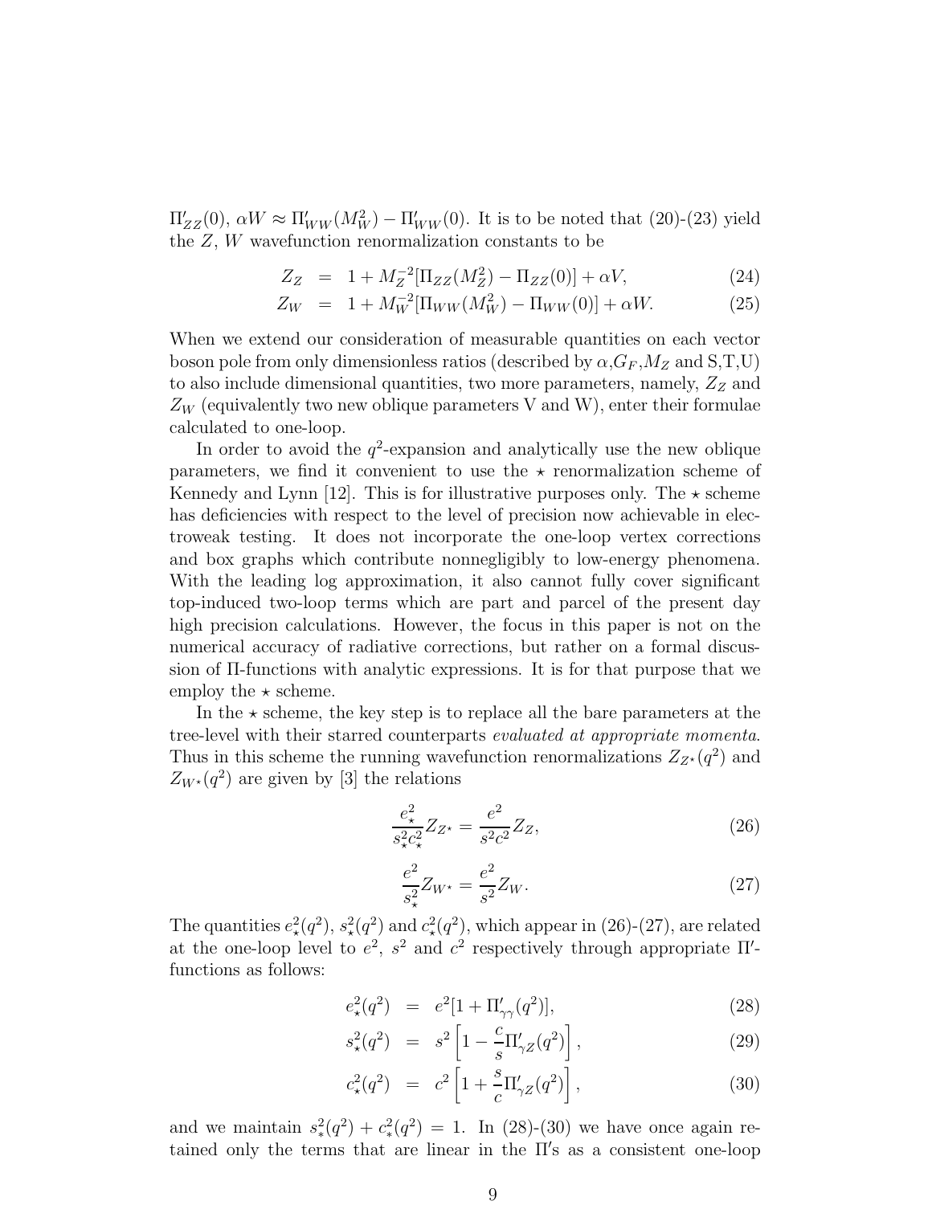$\Pi'_{ZZ}(0)$, $\alpha W \approx \Pi'_{WW}(M_W^2) - \Pi'_{WW}(0)$. It is to be noted that (20)-(23) yield the $Z$, $W$ wavefunction renormalization constants to be

$$
\begin{aligned}
Z_Z &= 1 + M_Z^{-2}[\Pi_{ZZ}(M_Z^2) - \Pi_{ZZ}(0)] + \alpha V, && (24)\\
Z_W &= 1 + M_W^{-2}[\Pi_{WW}(M_W^2) - \Pi_{WW}(0)] + \alpha W. && (25)
\end{aligned}
$$

When we extend our consideration of measurable quantities on each vector boson pole from only dimensionless ratios (described by $\alpha$,$G_F$,$M_Z$ and S,T,U) to also include dimensional quantities, two more parameters, namely, $Z_Z$ and $Z_W$ (equivalently two new oblique parameters V and W), enter their formulae calculated to one-loop.

In order to avoid the $q^2$-expansion and analytically use the new oblique parameters, we find it convenient to use the $\star$ renormalization scheme of Kennedy and Lynn [12]. This is for illustrative purposes only. The $\star$ scheme has deficiencies with respect to the level of precision now achievable in electroweak testing. It does not incorporate the one-loop vertex corrections and box graphs which contribute nonnegligibly to low-energy phenomena. With the leading log approximation, it also cannot fully cover significant top-induced two-loop terms which are part and parcel of the present day high precision calculations. However, the focus in this paper is not on the numerical accuracy of radiative corrections, but rather on a formal discussion of $\Pi$-functions with analytic expressions. It is for that purpose that we employ the $\star$ scheme.

In the $\star$ scheme, the key step is to replace all the bare parameters at the tree-level with their starred counterparts *evaluated at appropriate momenta*. Thus in this scheme the running wavefunction renormalizations $Z_{Z^\star}(q^2)$ and $Z_{W^\star}(q^2)$ are given by [3] the relations

$$
\frac{e_\star^2}{s_\star^2 c_\star^2} Z_{Z^\star} = \frac{e^2}{s^2 c^2} Z_Z, \qquad (26)
$$

$$
\frac{e_\star^2}{s_\star^2} Z_{W^\star} = \frac{e^2}{s^2} Z_W. \qquad (27)
$$

The quantities $e_\star^2(q^2)$, $s_\star^2(q^2)$ and $c_\star^2(q^2)$, which appear in (26)-(27), are related at the one-loop level to $e^2$, $s^2$ and $c^2$ respectively through appropriate $\Pi'$-functions as follows:

$$
\begin{aligned}
e_\star^2(q^2) &= e^2[1 + \Pi'_{\gamma\gamma}(q^2)], && (28)\\
s_\star^2(q^2) &= s^2\left[1 - \frac{c}{s}\Pi'_{\gamma Z}(q^2)\right], && (29)\\
c_\star^2(q^2) &= c^2\left[1 + \frac{s}{c}\Pi'_{\gamma Z}(q^2)\right], && (30)
\end{aligned}
$$

and we maintain $s_*^2(q^2) + c_*^2(q^2) = 1$. In (28)-(30) we have once again retained only the terms that are linear in the $\Pi'$s as a consistent one-loop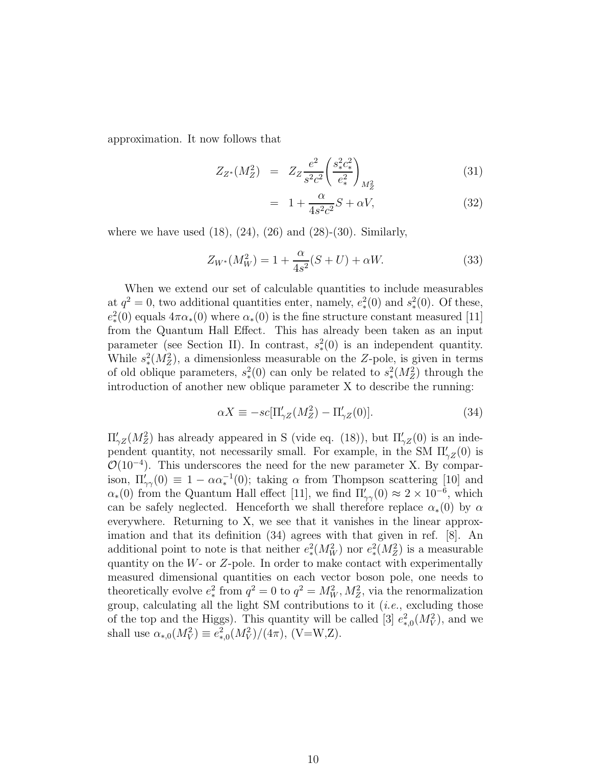approximation. It now follows that

$$Z_{Z^*}(M_Z^2) = Z_Z \frac{e^2}{s^2c^2}\left(\frac{s_*^2c_*^2}{e_*^2}\right)_{M_Z^2} \tag{31}$$

$$= 1 + \frac{\alpha}{4s^2c^2}S + \alpha V, \tag{32}$$

where we have used (18), (24), (26) and (28)-(30). Similarly,

$$Z_{W^*}(M_W^2) = 1 + \frac{\alpha}{4s^2}(S+U) + \alpha W. \tag{33}$$

When we extend our set of calculable quantities to include measurables at $q^2 = 0$, two additional quantities enter, namely, $e_*^2(0)$ and $s_*^2(0)$. Of these, $e_*^2(0)$ equals $4\pi\alpha_*(0)$ where $\alpha_*(0)$ is the fine structure constant measured [11] from the Quantum Hall Effect. This has already been taken as an input parameter (see Section II). In contrast, $s_*^2(0)$ is an independent quantity. While $s_*^2(M_Z^2)$, a dimensionless measurable on the $Z$-pole, is given in terms of old oblique parameters, $s_*^2(0)$ can only be related to $s_*^2(M_Z^2)$ through the introduction of another new oblique parameter X to describe the running:

$$\alpha X \equiv -sc[\Pi'_{\gamma Z}(M_Z^2) - \Pi'_{\gamma Z}(0)]. \tag{34}$$

$\Pi'_{\gamma Z}(M_Z^2)$ has already appeared in S (vide eq. (18)), but $\Pi'_{\gamma Z}(0)$ is an independent quantity, not necessarily small. For example, in the SM $\Pi'_{\gamma Z}(0)$ is $\mathcal{O}(10^{-4})$. This underscores the need for the new parameter X. By comparison, $\Pi'_{\gamma\gamma}(0) \equiv 1 - \alpha\alpha_*^{-1}(0)$; taking $\alpha$ from Thompson scattering [10] and $\alpha_*(0)$ from the Quantum Hall effect [11], we find $\Pi'_{\gamma\gamma}(0) \approx 2 \times 10^{-6}$, which can be safely neglected. Henceforth we shall therefore replace $\alpha_*(0)$ by $\alpha$ everywhere. Returning to X, we see that it vanishes in the linear approximation and that its definition (34) agrees with that given in ref. [8]. An additional point to note is that neither $e_*^2(M_W^2)$ nor $e_*^2(M_Z^2)$ is a measurable quantity on the $W$- or $Z$-pole. In order to make contact with experimentally measured dimensional quantities on each vector boson pole, one needs to theoretically evolve $e_*^2$ from $q^2 = 0$ to $q^2 = M_W^2, M_Z^2$, via the renormalization group, calculating all the light SM contributions to it (*i.e.*, excluding those of the top and the Higgs). This quantity will be called [3] $e_{*,0}^2(M_V^2)$, and we shall use $\alpha_{*,0}(M_V^2) \equiv e_{*,0}^2(M_V^2)/(4\pi)$, (V=W,Z).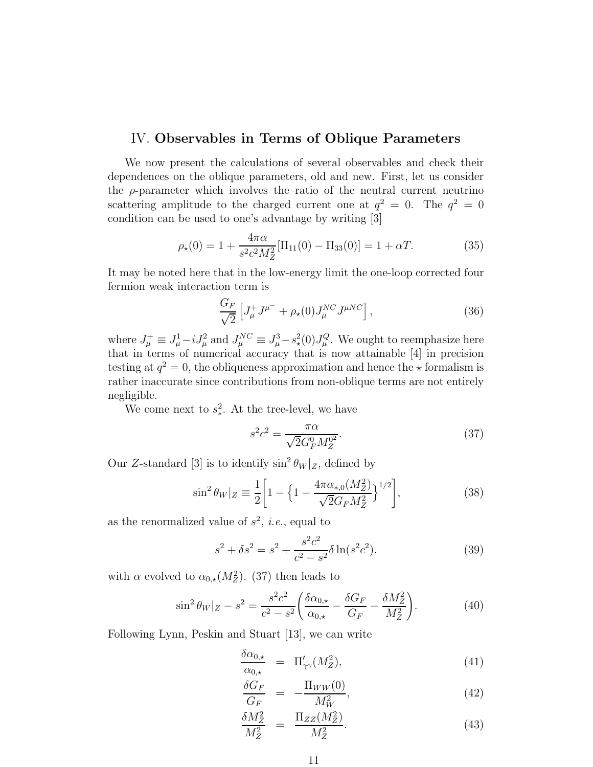## IV. **Observables in Terms of Oblique Parameters**

We now present the calculations of several observables and check their dependences on the oblique parameters, old and new. First, let us consider the $\rho$-parameter which involves the ratio of the neutral current neutrino scattering amplitude to the charged current one at $q^2 = 0$. The $q^2 = 0$ condition can be used to one's advantage by writing [3]

$$\rho_\star(0) = 1 + \frac{4\pi\alpha}{s^2c^2M_Z^2}[\Pi_{11}(0) - \Pi_{33}(0)] = 1 + \alpha T. \tag{35}$$

It may be noted here that in the low-energy limit the one-loop corrected four fermion weak interaction term is

$$\frac{G_F}{\sqrt{2}}\left[J_\mu^+ J^{\mu^-} + \rho_\star(0) J_\mu^{NC} J^{\mu NC}\right], \tag{36}$$

where $J_\mu^+ \equiv J_\mu^1 - iJ_\mu^2$ and $J_\mu^{NC} \equiv J_\mu^3 - s_\star^2(0)J_\mu^Q$. We ought to reemphasize here that in terms of numerical accuracy that is now attainable [4] in precision testing at $q^2 = 0$, the obliqueness approximation and hence the $\star$ formalism is rather inaccurate since contributions from non-oblique terms are not entirely negligible.

We come next to $s_*^2$. At the tree-level, we have

$$s^2c^2 = \frac{\pi\alpha}{\sqrt{2}G_F^0 M_Z^{0^2}}. \tag{37}$$

Our $Z$-standard [3] is to identify $\sin^2\theta_W|_Z$, defined by

$$\sin^2\theta_W|_Z \equiv \frac{1}{2}\left[1 - \left\{1 - \frac{4\pi\alpha_{*,0}(M_Z^2)}{\sqrt{2}G_F M_Z^2}\right\}^{1/2}\right], \tag{38}$$

as the renormalized value of $s^2$, *i.e.*, equal to

$$s^2 + \delta s^2 = s^2 + \frac{s^2c^2}{c^2 - s^2}\delta\ln(s^2c^2). \tag{39}$$

with $\alpha$ evolved to $\alpha_{0,\star}(M_Z^2)$. (37) then leads to

$$\sin^2\theta_W|_Z - s^2 = \frac{s^2c^2}{c^2 - s^2}\left(\frac{\delta\alpha_{0,\star}}{\alpha_{0,\star}} - \frac{\delta G_F}{G_F} - \frac{\delta M_Z^2}{M_Z^2}\right). \tag{40}$$

Following Lynn, Peskin and Stuart [13], we can write

$$\frac{\delta\alpha_{0,\star}}{\alpha_{0,\star}} = \Pi'_{\gamma\gamma}(M_Z^2), \tag{41}$$

$$\frac{\delta G_F}{G_F} = -\frac{\Pi_{WW}(0)}{M_W^2}, \tag{42}$$

$$\frac{\delta M_Z^2}{M_Z^2} = \frac{\Pi_{ZZ}(M_Z^2)}{M_Z^2}. \tag{43}$$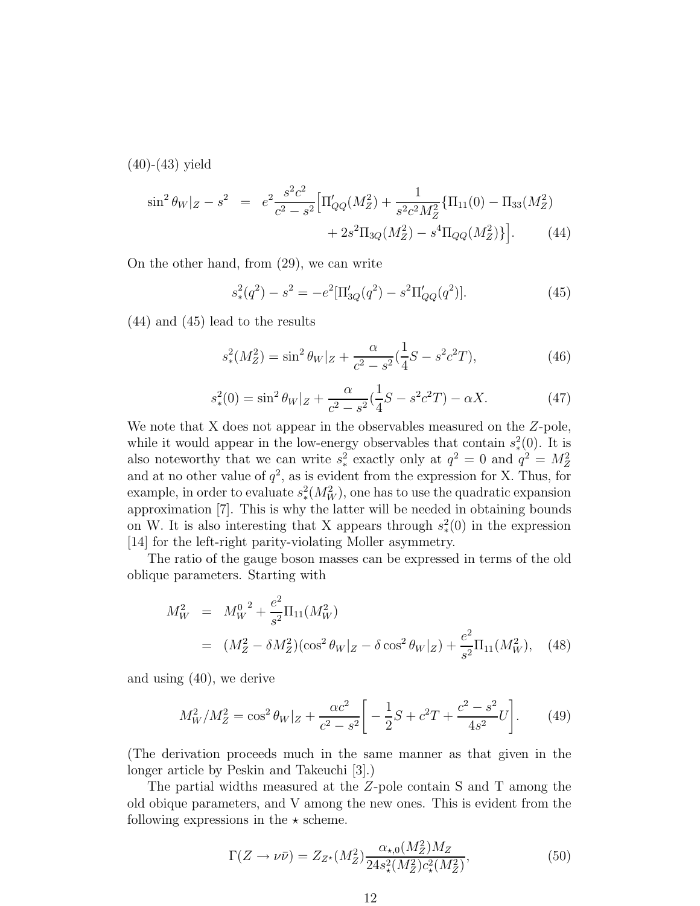(40)-(43) yield

$$\sin^2\theta_W|_Z - s^2 = e^2\frac{s^2c^2}{c^2-s^2}\Big[\Pi'_{QQ}(M_Z^2) + \frac{1}{s^2c^2M_Z^2}\{\Pi_{11}(0) - \Pi_{33}(M_Z^2) + 2s^2\Pi_{3Q}(M_Z^2) - s^4\Pi_{QQ}(M_Z^2)\}\Big]. \tag{44}$$

On the other hand, from (29), we can write

$$s_*^2(q^2) - s^2 = -e^2[\Pi'_{3Q}(q^2) - s^2\Pi'_{QQ}(q^2)]. \tag{45}$$

(44) and (45) lead to the results

$$s_*^2(M_Z^2) = \sin^2\theta_W|_Z + \frac{\alpha}{c^2-s^2}(\frac{1}{4}S - s^2c^2T), \tag{46}$$

$$s_*^2(0) = \sin^2\theta_W|_Z + \frac{\alpha}{c^2-s^2}(\frac{1}{4}S - s^2c^2T) - \alpha X. \tag{47}$$

We note that X does not appear in the observables measured on the $Z$-pole, while it would appear in the low-energy observables that contain $s_*^2(0)$. It is also noteworthy that we can write $s_*^2$ exactly only at $q^2=0$ and $q^2=M_Z^2$ and at no other value of $q^2$, as is evident from the expression for X. Thus, for example, in order to evaluate $s_*^2(M_W^2)$, one has to use the quadratic expansion approximation [7]. This is why the latter will be needed in obtaining bounds on W. It is also interesting that X appears through $s_*^2(0)$ in the expression [14] for the left-right parity-violating Moller asymmetry.

The ratio of the gauge boson masses can be expressed in terms of the old oblique parameters. Starting with

$$\begin{aligned} M_W^2 &= {M_W^0}^2 + \frac{e^2}{s^2}\Pi_{11}(M_W^2) \\ &= (M_Z^2 - \delta M_Z^2)(\cos^2\theta_W|_Z - \delta\cos^2\theta_W|_Z) + \frac{e^2}{s^2}\Pi_{11}(M_W^2), \end{aligned} \tag{48}$$

and using (40), we derive

$$M_W^2/M_Z^2 = \cos^2\theta_W|_Z + \frac{\alpha c^2}{c^2-s^2}\Big[-\frac{1}{2}S + c^2T + \frac{c^2-s^2}{4s^2}U\Big]. \tag{49}$$

(The derivation proceeds much in the same manner as that given in the longer article by Peskin and Takeuchi [3].)

The partial widths measured at the $Z$-pole contain S and T among the old obique parameters, and V among the new ones. This is evident from the following expressions in the $\star$ scheme.

$$\Gamma(Z\to\nu\bar{\nu}) = Z_{Z^\star}(M_Z^2)\frac{\alpha_{\star,0}(M_Z^2)M_Z}{24s_\star^2(M_Z^2)c_\star^2(M_Z^2)}, \tag{50}$$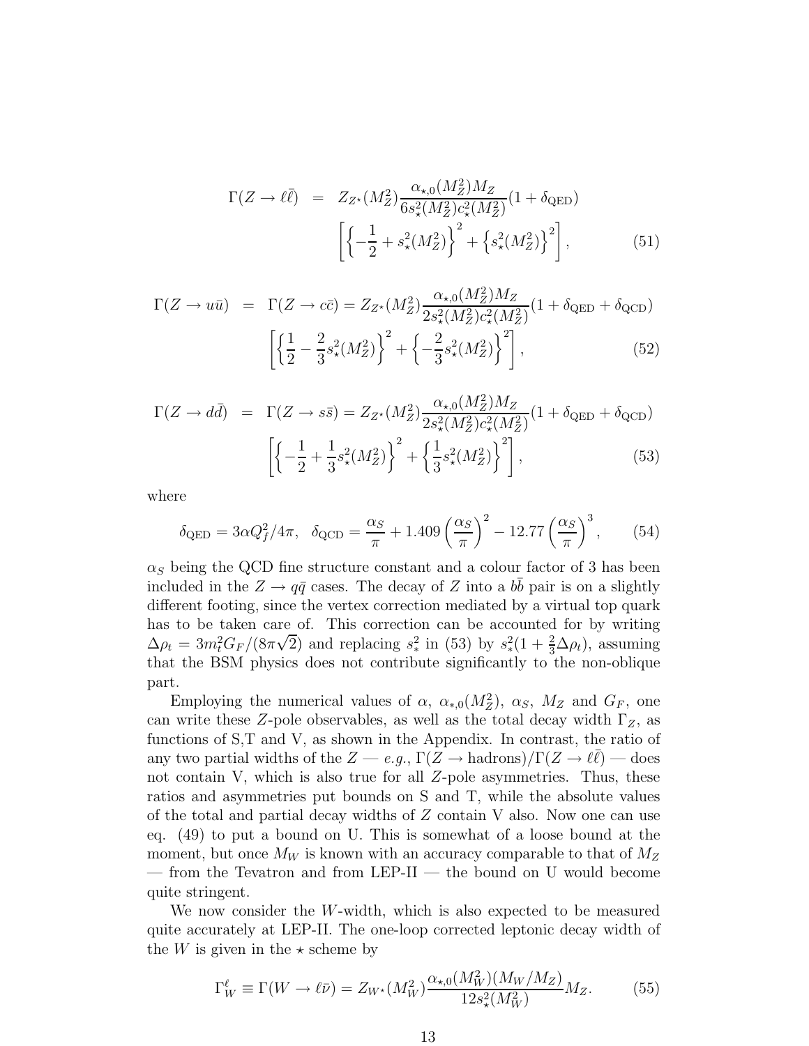$$\Gamma(Z \to \ell\bar{\ell}) = Z_{Z^\star}(M_Z^2)\frac{\alpha_{\star,0}(M_Z^2)M_Z}{6s_\star^2(M_Z^2)c_\star^2(M_Z^2)}(1+\delta_{\rm QED}) \left[\left\{-\frac{1}{2}+s_\star^2(M_Z^2)\right\}^2 + \left\{s_\star^2(M_Z^2)\right\}^2\right], \tag{51}$$

$$\Gamma(Z \to u\bar{u}) = \Gamma(Z \to c\bar{c}) = Z_{Z^\star}(M_Z^2)\frac{\alpha_{\star,0}(M_Z^2)M_Z}{2s_\star^2(M_Z^2)c_\star^2(M_Z^2)}(1+\delta_{\rm QED}+\delta_{\rm QCD}) \left[\left\{\frac{1}{2}-\frac{2}{3}s_\star^2(M_Z^2)\right\}^2 + \left\{-\frac{2}{3}s_\star^2(M_Z^2)\right\}^2\right], \tag{52}$$

$$\Gamma(Z \to d\bar{d}) = \Gamma(Z \to s\bar{s}) = Z_{Z^\star}(M_Z^2)\frac{\alpha_{\star,0}(M_Z^2)M_Z}{2s_\star^2(M_Z^2)c_\star^2(M_Z^2)}(1+\delta_{\rm QED}+\delta_{\rm QCD}) \left[\left\{-\frac{1}{2}+\frac{1}{3}s_\star^2(M_Z^2)\right\}^2 + \left\{\frac{1}{3}s_\star^2(M_Z^2)\right\}^2\right], \tag{53}$$

where

$$\delta_{\rm QED} = 3\alpha Q_f^2/4\pi, \quad \delta_{\rm QCD} = \frac{\alpha_S}{\pi} + 1.409\left(\frac{\alpha_S}{\pi}\right)^2 - 12.77\left(\frac{\alpha_S}{\pi}\right)^3, \tag{54}$$

$\alpha_S$ being the QCD fine structure constant and a colour factor of 3 has been included in the $Z \to q\bar{q}$ cases. The decay of $Z$ into a $b\bar{b}$ pair is on a slightly different footing, since the vertex correction mediated by a virtual top quark has to be taken care of. This correction can be accounted for by writing $\Delta\rho_t = 3m_t^2 G_F/(8\pi\sqrt{2})$ and replacing $s_*^2$ in (53) by $s_*^2(1+\frac{2}{3}\Delta\rho_t)$, assuming that the BSM physics does not contribute significantly to the non-oblique part.

Employing the numerical values of $\alpha$, $\alpha_{*,0}(M_Z^2)$, $\alpha_S$, $M_Z$ and $G_F$, one can write these $Z$-pole observables, as well as the total decay width $\Gamma_Z$, as functions of S,T and V, as shown in the Appendix. In contrast, the ratio of any two partial widths of the $Z$ — *e.g.*, $\Gamma(Z \to {\rm hadrons})/\Gamma(Z \to \ell\bar{\ell})$ — does not contain V, which is also true for all $Z$-pole asymmetries. Thus, these ratios and asymmetries put bounds on S and T, while the absolute values of the total and partial decay widths of $Z$ contain V also. Now one can use eq. (49) to put a bound on U. This is somewhat of a loose bound at the moment, but once $M_W$ is known with an accuracy comparable to that of $M_Z$ — from the Tevatron and from LEP-II — the bound on U would become quite stringent.

We now consider the $W$-width, which is also expected to be measured quite accurately at LEP-II. The one-loop corrected leptonic decay width of the $W$ is given in the $\star$ scheme by

$$\Gamma_W^\ell \equiv \Gamma(W \to \ell\bar{\nu}) = Z_{W^\star}(M_W^2)\frac{\alpha_{\star,0}(M_W^2)(M_W/M_Z)}{12s_\star^2(M_W^2)}M_Z. \tag{55}$$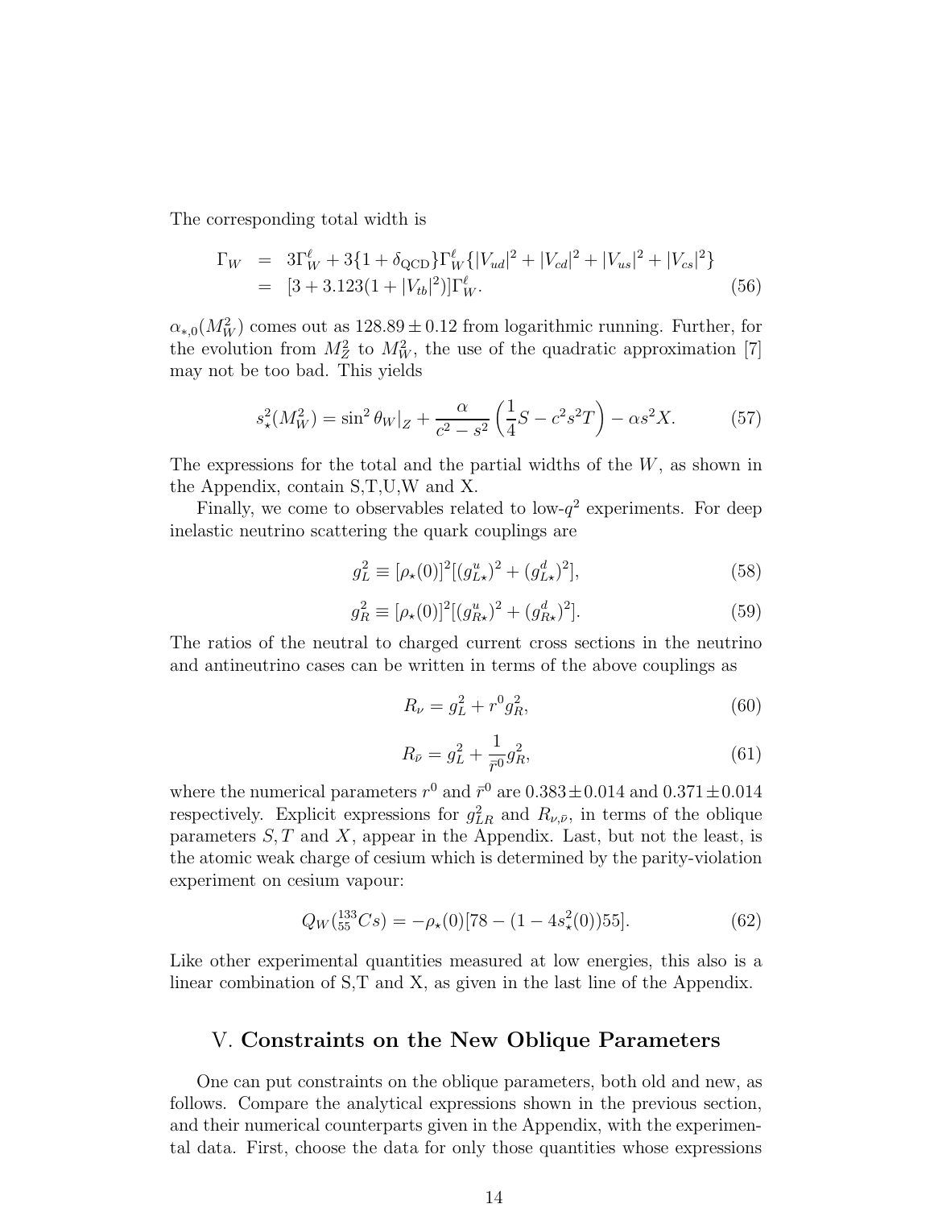The corresponding total width is

$$
\begin{aligned}
\Gamma_W &= 3\Gamma_W^\ell + 3\{1+\delta_{\rm QCD}\}\Gamma_W^\ell\{|V_{ud}|^2+|V_{cd}|^2+|V_{us}|^2+|V_{cs}|^2\} \\
&= [3+3.123(1+|V_{tb}|^2)]\Gamma_W^\ell. \qquad (56)
\end{aligned}
$$

$\alpha_{*,0}(M_W^2)$ comes out as $128.89 \pm 0.12$ from logarithmic running. Further, for the evolution from $M_Z^2$ to $M_W^2$, the use of the quadratic approximation [7] may not be too bad. This yields

$$
s_\star^2(M_W^2) = \sin^2\theta_W|_Z + \frac{\alpha}{c^2-s^2}\left(\frac{1}{4}S - c^2 s^2 T\right) - \alpha s^2 X. \qquad (57)
$$

The expressions for the total and the partial widths of the $W$, as shown in the Appendix, contain S,T,U,W and X.

Finally, we come to observables related to low-$q^2$ experiments. For deep inelastic neutrino scattering the quark couplings are

$$
g_L^2 \equiv [\rho_\star(0)]^2[(g_{L\star}^u)^2 + (g_{L\star}^d)^2], \qquad (58)
$$

$$
g_R^2 \equiv [\rho_\star(0)]^2[(g_{R\star}^u)^2 + (g_{R\star}^d)^2]. \qquad (59)
$$

The ratios of the neutral to charged current cross sections in the neutrino and antineutrino cases can be written in terms of the above couplings as

$$
R_\nu = g_L^2 + r^0 g_R^2, \qquad (60)
$$

$$
R_{\bar\nu} = g_L^2 + \frac{1}{\bar r^0} g_R^2, \qquad (61)
$$

where the numerical parameters $r^0$ and $\bar r^0$ are $0.383 \pm 0.014$ and $0.371 \pm 0.014$ respectively. Explicit expressions for $g_{LR}^2$ and $R_{\nu,\bar\nu}$, in terms of the oblique parameters $S, T$ and $X$, appear in the Appendix. Last, but not the least, is the atomic weak charge of cesium which is determined by the parity-violation experiment on cesium vapour:

$$
Q_W({}^{133}_{55}Cs) = -\rho_\star(0)[78 - (1-4s_\star^2(0))55]. \qquad (62)
$$

Like other experimental quantities measured at low energies, this also is a linear combination of S,T and X, as given in the last line of the Appendix.

## V. **Constraints on the New Oblique Parameters**

One can put constraints on the oblique parameters, both old and new, as follows. Compare the analytical expressions shown in the previous section, and their numerical counterparts given in the Appendix, with the experimental data. First, choose the data for only those quantities whose expressions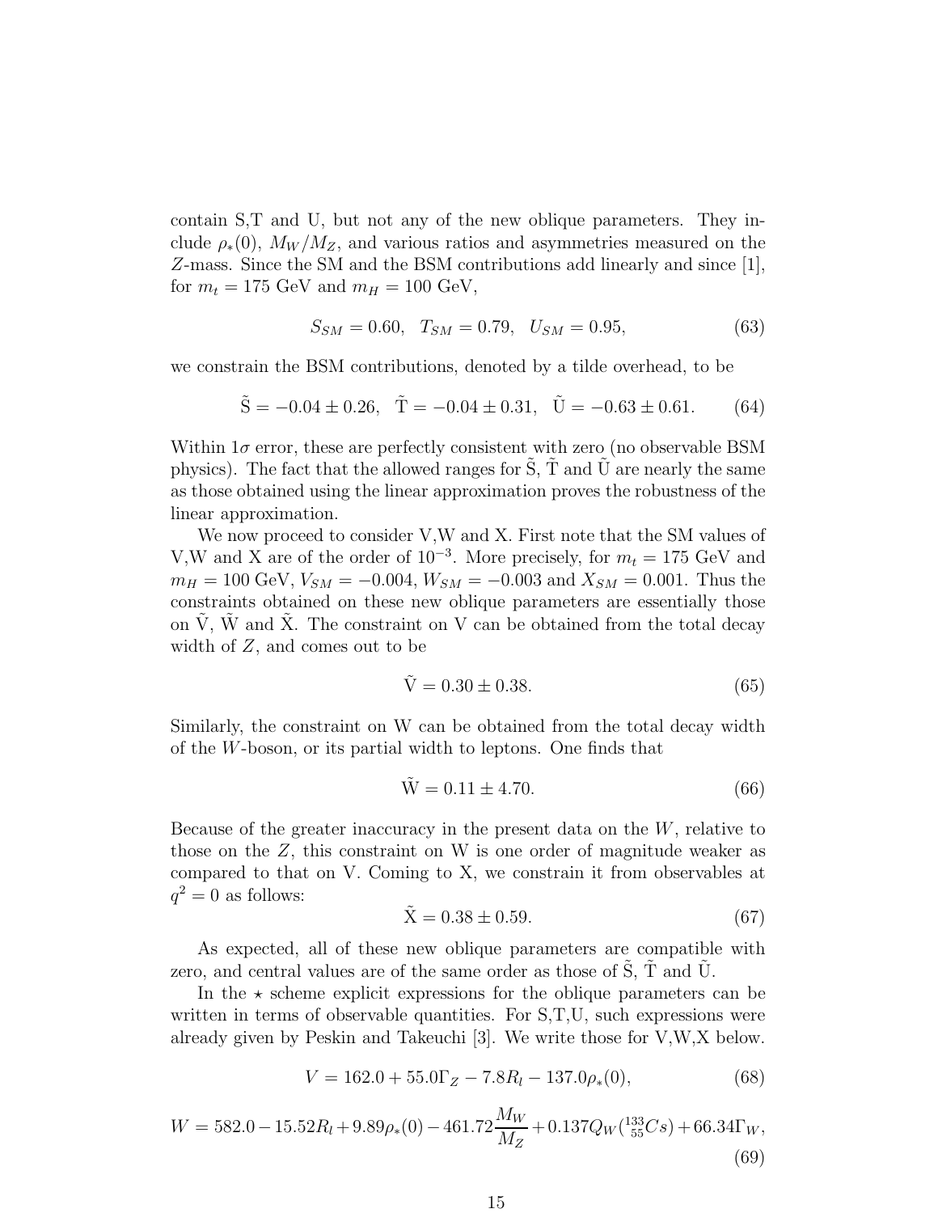contain S,T and U, but not any of the new oblique parameters. They include $\rho_*(0)$, $M_W/M_Z$, and various ratios and asymmetries measured on the $Z$-mass. Since the SM and the BSM contributions add linearly and since [1], for $m_t = 175$ GeV and $m_H = 100$ GeV,

$$S_{SM} = 0.60, \quad T_{SM} = 0.79, \quad U_{SM} = 0.95, \tag{63}$$

we constrain the BSM contributions, denoted by a tilde overhead, to be

$$\tilde{\mathrm{S}} = -0.04 \pm 0.26, \quad \tilde{\mathrm{T}} = -0.04 \pm 0.31, \quad \tilde{\mathrm{U}} = -0.63 \pm 0.61. \tag{64}$$

Within $1\sigma$ error, these are perfectly consistent with zero (no observable BSM physics). The fact that the allowed ranges for $\tilde{\mathrm{S}}$, $\tilde{\mathrm{T}}$ and $\tilde{\mathrm{U}}$ are nearly the same as those obtained using the linear approximation proves the robustness of the linear approximation.

We now proceed to consider V,W and X. First note that the SM values of V,W and X are of the order of $10^{-3}$. More precisely, for $m_t = 175$ GeV and $m_H = 100$ GeV, $V_{SM} = -0.004$, $W_{SM} = -0.003$ and $X_{SM} = 0.001$. Thus the constraints obtained on these new oblique parameters are essentially those on $\tilde{\mathrm{V}}$, $\tilde{\mathrm{W}}$ and $\tilde{\mathrm{X}}$. The constraint on V can be obtained from the total decay width of $Z$, and comes out to be

$$\tilde{\mathrm{V}} = 0.30 \pm 0.38. \tag{65}$$

Similarly, the constraint on W can be obtained from the total decay width of the $W$-boson, or its partial width to leptons. One finds that

$$\tilde{\mathrm{W}} = 0.11 \pm 4.70. \tag{66}$$

Because of the greater inaccuracy in the present data on the $W$, relative to those on the $Z$, this constraint on W is one order of magnitude weaker as compared to that on V. Coming to X, we constrain it from observables at $q^2 = 0$ as follows:

$$\tilde{\mathrm{X}} = 0.38 \pm 0.59. \tag{67}$$

As expected, all of these new oblique parameters are compatible with zero, and central values are of the same order as those of $\tilde{\mathrm{S}}$, $\tilde{\mathrm{T}}$ and $\tilde{\mathrm{U}}$.

In the $\star$ scheme explicit expressions for the oblique parameters can be written in terms of observable quantities. For S,T,U, such expressions were already given by Peskin and Takeuchi [3]. We write those for V,W,X below.

$$V = 162.0 + 55.0\Gamma_Z - 7.8R_l - 137.0\rho_*(0), \tag{68}$$

$$W = 582.0 - 15.52R_l + 9.89\rho_*(0) - 461.72\frac{M_W}{M_Z} + 0.137Q_W({}^{133}_{55}Cs) + 66.34\Gamma_W, \tag{69}$$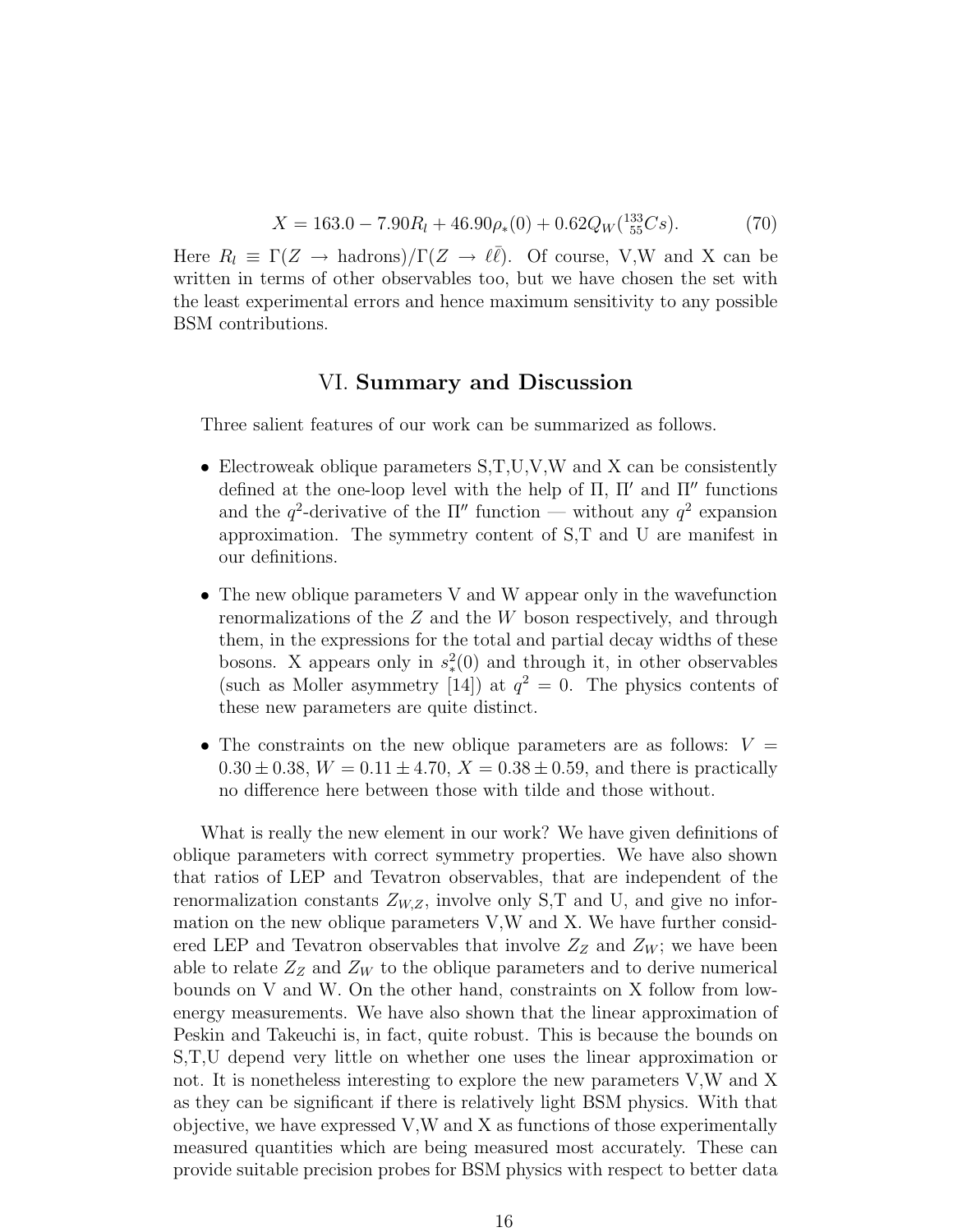$$X = 163.0 - 7.90R_l + 46.90\rho_*(0) + 0.62Q_W({}^{133}_{55}Cs). \tag{70}$$

Here $R_l \equiv \Gamma(Z \to \text{hadrons})/\Gamma(Z \to \ell\bar{\ell})$. Of course, V,W and X can be written in terms of other observables too, but we have chosen the set with the least experimental errors and hence maximum sensitivity to any possible BSM contributions.

## VI. Summary and Discussion

Three salient features of our work can be summarized as follows.

- Electroweak oblique parameters S,T,U,V,W and X can be consistently defined at the one-loop level with the help of $\Pi$, $\Pi'$ and $\Pi''$ functions and the $q^2$-derivative of the $\Pi''$ function — without any $q^2$ expansion approximation. The symmetry content of S,T and U are manifest in our definitions.
- The new oblique parameters V and W appear only in the wavefunction renormalizations of the $Z$ and the $W$ boson respectively, and through them, in the expressions for the total and partial decay widths of these bosons. X appears only in $s_*^2(0)$ and through it, in other observables (such as Moller asymmetry [14]) at $q^2 = 0$. The physics contents of these new parameters are quite distinct.
- The constraints on the new oblique parameters are as follows: $V = 0.30 \pm 0.38$, $W = 0.11 \pm 4.70$, $X = 0.38 \pm 0.59$, and there is practically no difference here between those with tilde and those without.

What is really the new element in our work? We have given definitions of oblique parameters with correct symmetry properties. We have also shown that ratios of LEP and Tevatron observables, that are independent of the renormalization constants $Z_{W,Z}$, involve only S,T and U, and give no information on the new oblique parameters V,W and X. We have further considered LEP and Tevatron observables that involve $Z_Z$ and $Z_W$; we have been able to relate $Z_Z$ and $Z_W$ to the oblique parameters and to derive numerical bounds on V and W. On the other hand, constraints on X follow from low-energy measurements. We have also shown that the linear approximation of Peskin and Takeuchi is, in fact, quite robust. This is because the bounds on S,T,U depend very little on whether one uses the linear approximation or not. It is nonetheless interesting to explore the new parameters V,W and X as they can be significant if there is relatively light BSM physics. With that objective, we have expressed V,W and X as functions of those experimentally measured quantities which are being measured most accurately. These can provide suitable precision probes for BSM physics with respect to better data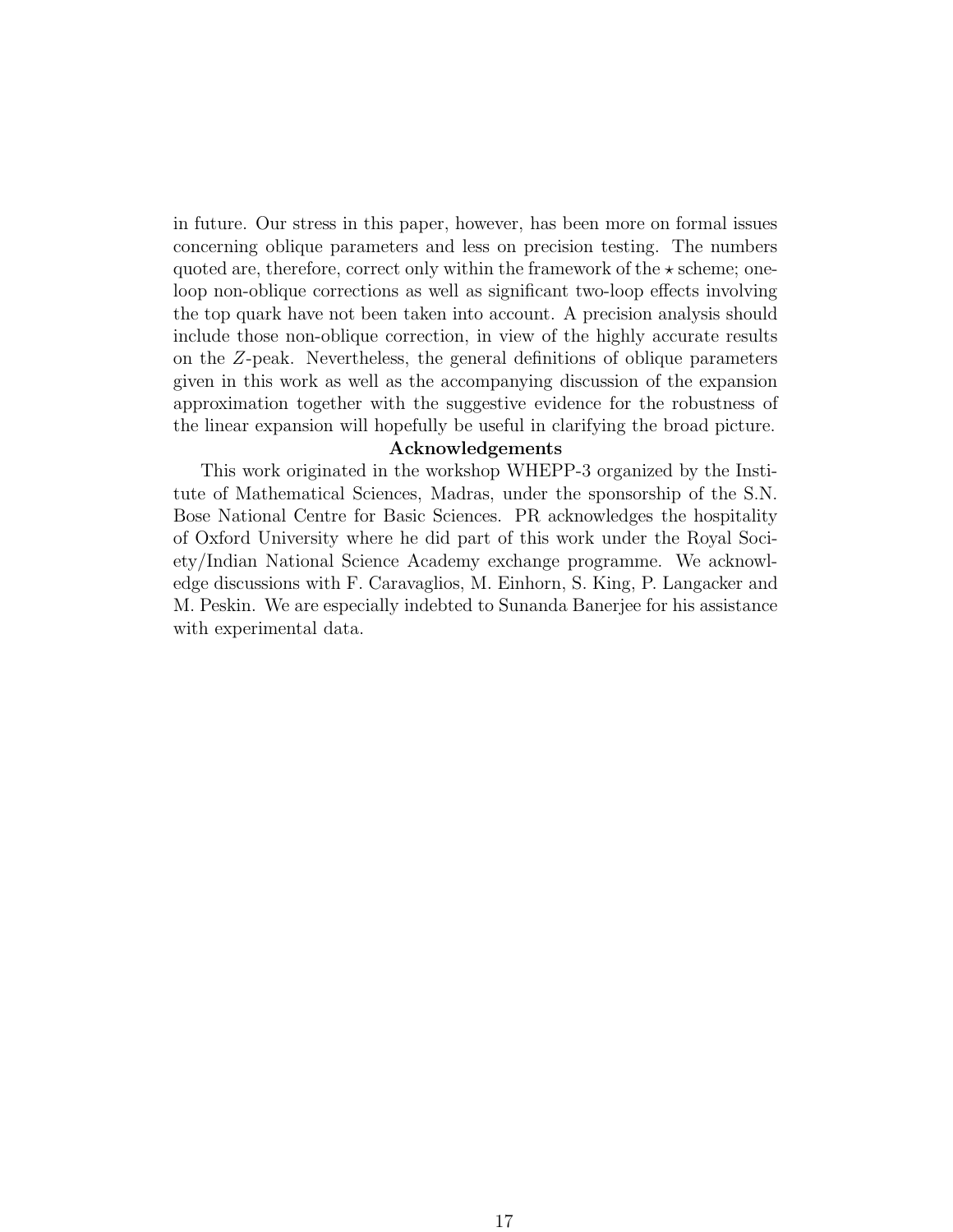in future. Our stress in this paper, however, has been more on formal issues concerning oblique parameters and less on precision testing. The numbers quoted are, therefore, correct only within the framework of the $\star$ scheme; one-loop non-oblique corrections as well as significant two-loop effects involving the top quark have not been taken into account. A precision analysis should include those non-oblique correction, in view of the highly accurate results on the $Z$-peak. Nevertheless, the general definitions of oblique parameters given in this work as well as the accompanying discussion of the expansion approximation together with the suggestive evidence for the robustness of the linear expansion will hopefully be useful in clarifying the broad picture.

**Acknowledgements**

This work originated in the workshop WHEPP-3 organized by the Institute of Mathematical Sciences, Madras, under the sponsorship of the S.N. Bose National Centre for Basic Sciences. PR acknowledges the hospitality of Oxford University where he did part of this work under the Royal Society/Indian National Science Academy exchange programme. We acknowledge discussions with F. Caravaglios, M. Einhorn, S. King, P. Langacker and M. Peskin. We are especially indebted to Sunanda Banerjee for his assistance with experimental data.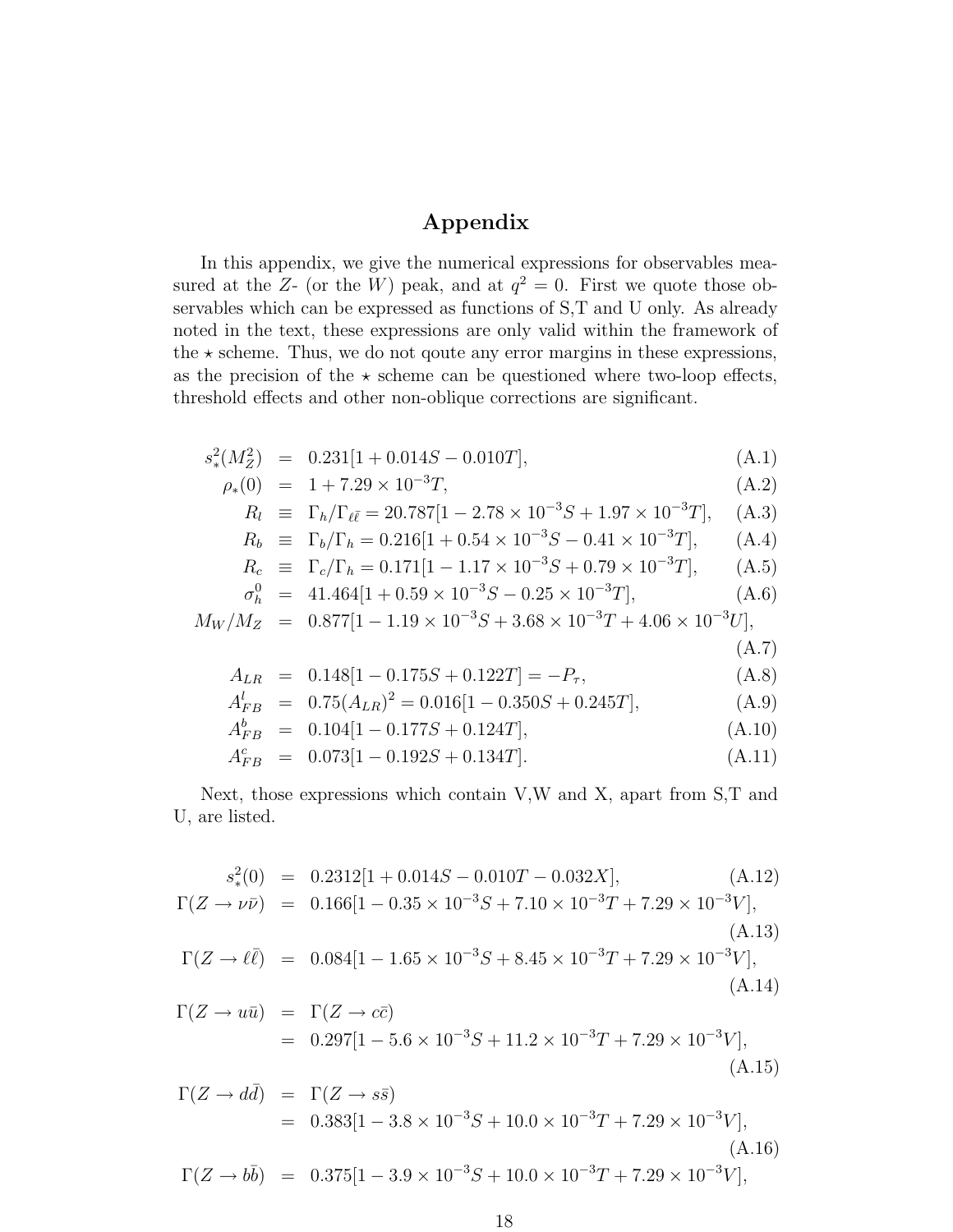## Appendix

In this appendix, we give the numerical expressions for observables measured at the $Z$- (or the $W$) peak, and at $q^2 = 0$. First we quote those observables which can be expressed as functions of S,T and U only. As already noted in the text, these expressions are only valid within the framework of the $\star$ scheme. Thus, we do not qoute any error margins in these expressions, as the precision of the $\star$ scheme can be questioned where two-loop effects, threshold effects and other non-oblique corrections are significant.

$$s_*^2(M_Z^2) = 0.231[1 + 0.014S - 0.010T], \tag{A.1}$$

$$\rho_*(0) = 1 + 7.29 \times 10^{-3}T, \tag{A.2}$$

$$R_l \equiv \Gamma_h/\Gamma_{\ell\bar{\ell}} = 20.787[1 - 2.78 \times 10^{-3}S + 1.97 \times 10^{-3}T], \tag{A.3}$$

$$R_b \equiv \Gamma_b/\Gamma_h = 0.216[1 + 0.54 \times 10^{-3}S - 0.41 \times 10^{-3}T], \tag{A.4}$$

$$R_c \equiv \Gamma_c/\Gamma_h = 0.171[1 - 1.17 \times 10^{-3}S + 0.79 \times 10^{-3}T], \tag{A.5}$$

$$\sigma_h^0 = 41.464[1 + 0.59 \times 10^{-3}S - 0.25 \times 10^{-3}T], \tag{A.6}$$

$$M_W/M_Z = 0.877[1 - 1.19 \times 10^{-3}S + 3.68 \times 10^{-3}T + 4.06 \times 10^{-3}U], \tag{A.7}$$

$$A_{LR} = 0.148[1 - 0.175S + 0.122T] = -P_\tau, \tag{A.8}$$

$$A_{FB}^l = 0.75(A_{LR})^2 = 0.016[1 - 0.350S + 0.245T], \tag{A.9}$$

$$A_{FB}^b = 0.104[1 - 0.177S + 0.124T], \tag{A.10}$$

$$A_{FB}^c = 0.073[1 - 0.192S + 0.134T]. \tag{A.11}$$

Next, those expressions which contain V,W and X, apart from S,T and U, are listed.

$$s_*^2(0) = 0.2312[1 + 0.014S - 0.010T - 0.032X], \tag{A.12}$$

$$\Gamma(Z \to \nu\bar{\nu}) = 0.166[1 - 0.35 \times 10^{-3}S + 7.10 \times 10^{-3}T + 7.29 \times 10^{-3}V], \tag{A.13}$$

$$\Gamma(Z \to \ell\bar{\ell}) = 0.084[1 - 1.65 \times 10^{-3}S + 8.45 \times 10^{-3}T + 7.29 \times 10^{-3}V], \tag{A.14}$$

$$\Gamma(Z \to u\bar{u}) = \Gamma(Z \to c\bar{c}) = 0.297[1 - 5.6 \times 10^{-3}S + 11.2 \times 10^{-3}T + 7.29 \times 10^{-3}V], \tag{A.15}$$

$$\Gamma(Z \to d\bar{d}) = \Gamma(Z \to s\bar{s}) = 0.383[1 - 3.8 \times 10^{-3}S + 10.0 \times 10^{-3}T + 7.29 \times 10^{-3}V], \tag{A.16}$$

$$\Gamma(Z \to b\bar{b}) = 0.375[1 - 3.9 \times 10^{-3}S + 10.0 \times 10^{-3}T + 7.29 \times 10^{-3}V],$$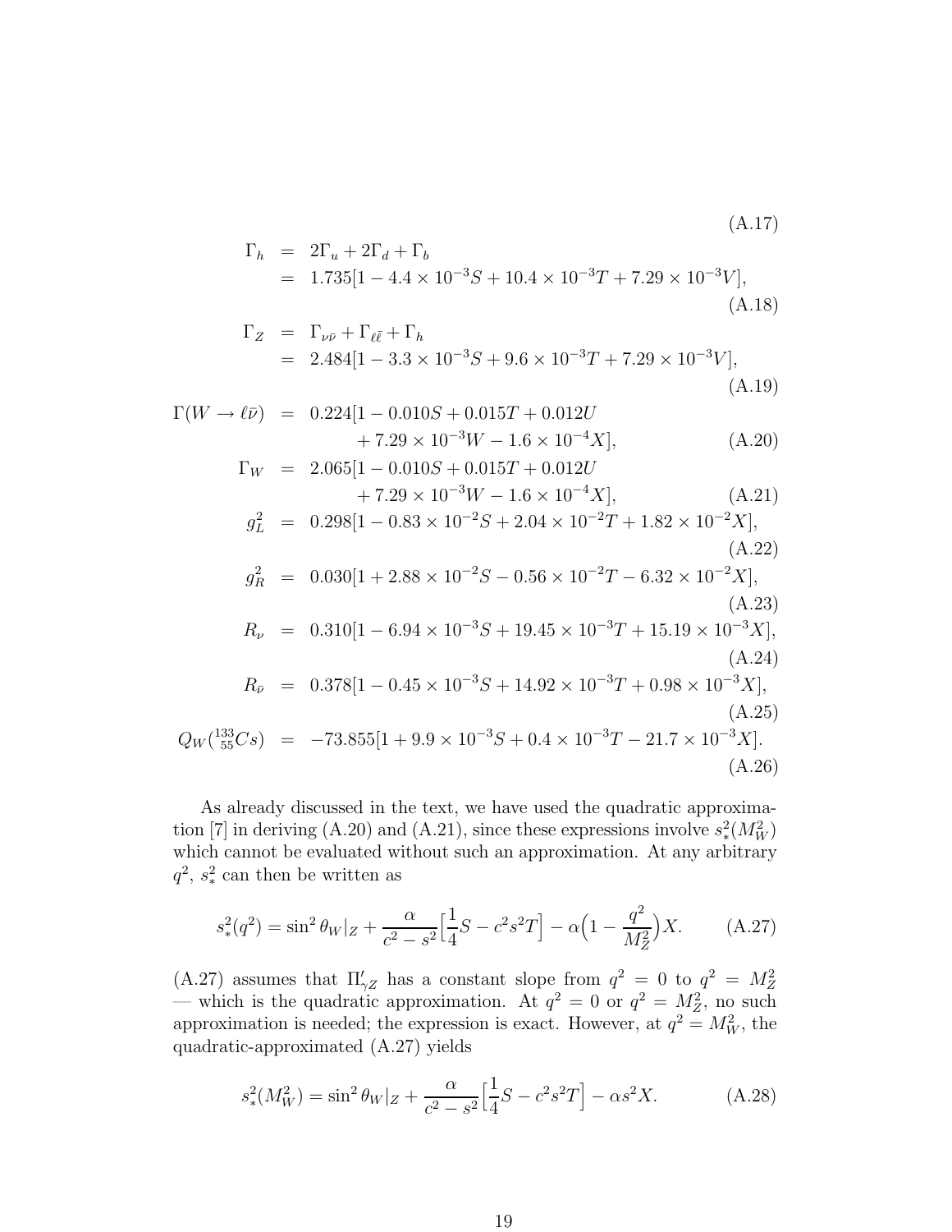(A.17)

$$\Gamma_h = 2\Gamma_u + 2\Gamma_d + \Gamma_b = 1.735[1 - 4.4 \times 10^{-3}S + 10.4 \times 10^{-3}T + 7.29 \times 10^{-3}V], \tag{A.18}$$

$$\Gamma_Z = \Gamma_{\nu\bar{\nu}} + \Gamma_{\ell\bar{\ell}} + \Gamma_h = 2.484[1 - 3.3 \times 10^{-3}S + 9.6 \times 10^{-3}T + 7.29 \times 10^{-3}V], \tag{A.19}$$

$$\Gamma(W \to \ell\bar{\nu}) = 0.224[1 - 0.010S + 0.015T + 0.012U + 7.29 \times 10^{-3}W - 1.6 \times 10^{-4}X], \tag{A.20}$$

$$\Gamma_W = 2.065[1 - 0.010S + 0.015T + 0.012U + 7.29 \times 10^{-3}W - 1.6 \times 10^{-4}X], \tag{A.21}$$

$$g_L^2 = 0.298[1 - 0.83 \times 10^{-2}S + 2.04 \times 10^{-2}T + 1.82 \times 10^{-2}X], \tag{A.22}$$

$$g_R^2 = 0.030[1 + 2.88 \times 10^{-2}S - 0.56 \times 10^{-2}T - 6.32 \times 10^{-2}X], \tag{A.23}$$

$$R_\nu = 0.310[1 - 6.94 \times 10^{-3}S + 19.45 \times 10^{-3}T + 15.19 \times 10^{-3}X], \tag{A.24}$$

$$R_{\bar{\nu}} = 0.378[1 - 0.45 \times 10^{-3}S + 14.92 \times 10^{-3}T + 0.98 \times 10^{-3}X], \tag{A.25}$$

$$Q_W({}^{133}_{55}Cs) = -73.855[1 + 9.9 \times 10^{-3}S + 0.4 \times 10^{-3}T - 21.7 \times 10^{-3}X]. \tag{A.26}$$

As already discussed in the text, we have used the quadratic approximation [7] in deriving (A.20) and (A.21), since these expressions involve $s_*^2(M_W^2)$ which cannot be evaluated without such an approximation. At any arbitrary $q^2$, $s_*^2$ can then be written as

$$s_*^2(q^2) = \sin^2\theta_W|_Z + \frac{\alpha}{c^2 - s^2}\Big[\frac{1}{4}S - c^2 s^2 T\Big] - \alpha\Big(1 - \frac{q^2}{M_Z^2}\Big)X. \tag{A.27}$$

(A.27) assumes that $\Pi'_{\gamma Z}$ has a constant slope from $q^2 = 0$ to $q^2 = M_Z^2$ — which is the quadratic approximation. At $q^2 = 0$ or $q^2 = M_Z^2$, no such approximation is needed; the expression is exact. However, at $q^2 = M_W^2$, the quadratic-approximated (A.27) yields

$$s_*^2(M_W^2) = \sin^2\theta_W|_Z + \frac{\alpha}{c^2 - s^2}\Big[\frac{1}{4}S - c^2 s^2 T\Big] - \alpha s^2 X. \tag{A.28}$$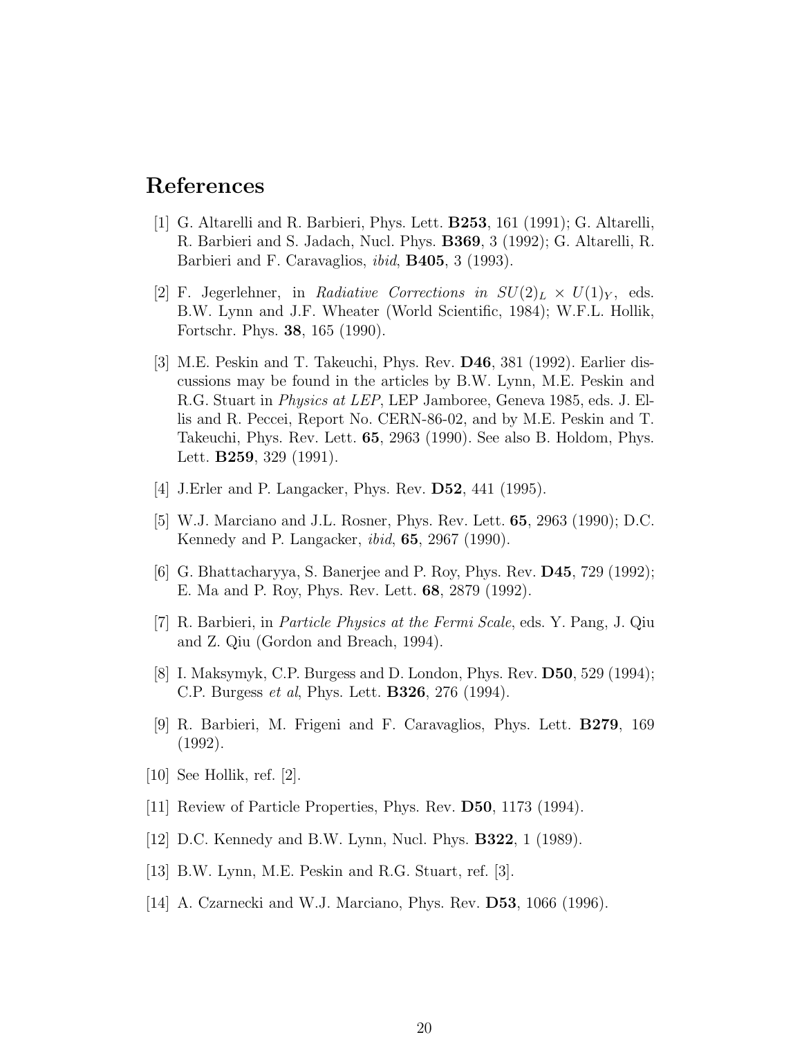# References

[1] G. Altarelli and R. Barbieri, Phys. Lett. **B253**, 161 (1991); G. Altarelli, R. Barbieri and S. Jadach, Nucl. Phys. **B369**, 3 (1992); G. Altarelli, R. Barbieri and F. Caravaglios, *ibid*, **B405**, 3 (1993).

[2] F. Jegerlehner, in *Radiative Corrections in* $SU(2)_L \times U(1)_Y$, eds. B.W. Lynn and J.F. Wheater (World Scientific, 1984); W.F.L. Hollik, Fortschr. Phys. **38**, 165 (1990).

[3] M.E. Peskin and T. Takeuchi, Phys. Rev. **D46**, 381 (1992). Earlier discussions may be found in the articles by B.W. Lynn, M.E. Peskin and R.G. Stuart in *Physics at LEP*, LEP Jamboree, Geneva 1985, eds. J. Ellis and R. Peccei, Report No. CERN-86-02, and by M.E. Peskin and T. Takeuchi, Phys. Rev. Lett. **65**, 2963 (1990). See also B. Holdom, Phys. Lett. **B259**, 329 (1991).

[4] J.Erler and P. Langacker, Phys. Rev. **D52**, 441 (1995).

[5] W.J. Marciano and J.L. Rosner, Phys. Rev. Lett. **65**, 2963 (1990); D.C. Kennedy and P. Langacker, *ibid*, **65**, 2967 (1990).

[6] G. Bhattacharyya, S. Banerjee and P. Roy, Phys. Rev. **D45**, 729 (1992); E. Ma and P. Roy, Phys. Rev. Lett. **68**, 2879 (1992).

[7] R. Barbieri, in *Particle Physics at the Fermi Scale*, eds. Y. Pang, J. Qiu and Z. Qiu (Gordon and Breach, 1994).

[8] I. Maksymyk, C.P. Burgess and D. London, Phys. Rev. **D50**, 529 (1994); C.P. Burgess *et al*, Phys. Lett. **B326**, 276 (1994).

[9] R. Barbieri, M. Frigeni and F. Caravaglios, Phys. Lett. **B279**, 169 (1992).

[10] See Hollik, ref. [2].

[11] Review of Particle Properties, Phys. Rev. **D50**, 1173 (1994).

[12] D.C. Kennedy and B.W. Lynn, Nucl. Phys. **B322**, 1 (1989).

[13] B.W. Lynn, M.E. Peskin and R.G. Stuart, ref. [3].

[14] A. Czarnecki and W.J. Marciano, Phys. Rev. **D53**, 1066 (1996).